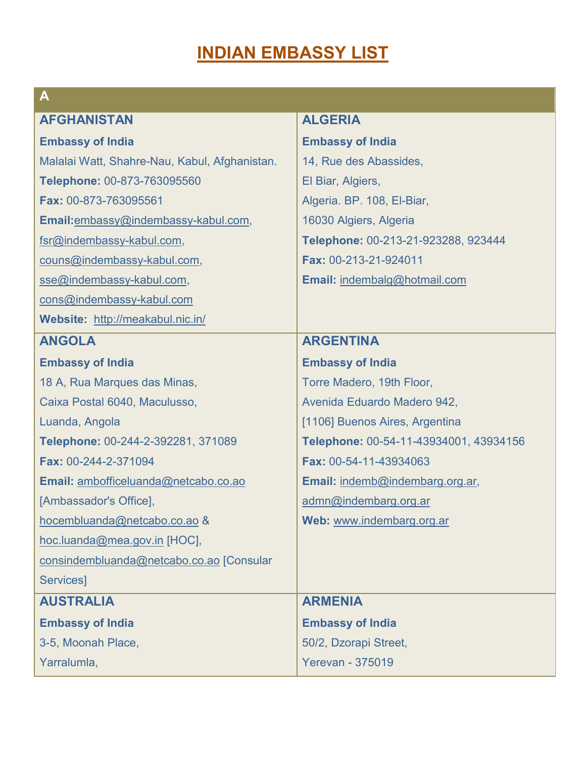# INDIAN EMBASSY LIST

## A

### AFGHANISTAN

**Embassy of India**

Malalai Watt, Shahre-Nau, Kabul, Afghanistan.

**Telephone:** 00-873-763095560

**Fax:** 00-873-763095561

**Email:**embassy@indembassy-kabul.com, fsr@indembassy-kabul.com, couns@indembassy-kabul.com, sse@indembassy-kabul.com, cons@indembassy-kabul.com

**Website:** http://meakabul.nic.in/

### ALGERIA

**Embassy of India**

14, Rue des Abassides,

El Biar, Algiers,

Algeria. BP. 108, El-Biar,

16030 Algiers, Algeria

**Telephone:** 00-213-21-923288, 923444

**Fax:** 00-213-21-924011

**Email:** indembalg@hotmail.com

### ANGOLA

**Embassy of India**

18 A, Rua Marques das Minas,

Caixa Postal 6040, Maculusso,

Luanda, Angola

**Telephone:** 00-244-2-392281, 371089

**Fax:** 00-244-2-371094

**Email:** ambofficeluanda@netcabo.co.ao [Ambassador's Office], hocembluanda@netcabo.co.ao & hoc.luanda@mea.gov.in [HOC], consindembluanda@netcabo.co.ao [Consular Services]

### ARGENTINA

**Embassy of India**

Torre Madero, 19th Floor,

Avenida Eduardo Madero 942,

[1106] Buenos Aires, Argentina

**Telephone:** 00-54-11-43934001, 43934156

**Fax:** 00-54-11-43934063

**Email:** indemb@indembarg.org.ar, admn@indembarg.org.ar

**Web:** www.indembarg.org.ar

### AUSTRALIA

**Embassy of India**

3-5, Moonah Place,

Yarralumla,

### ARMENIA

**Embassy of India**

50/2, Dzorapi Street,

Yerevan - 375019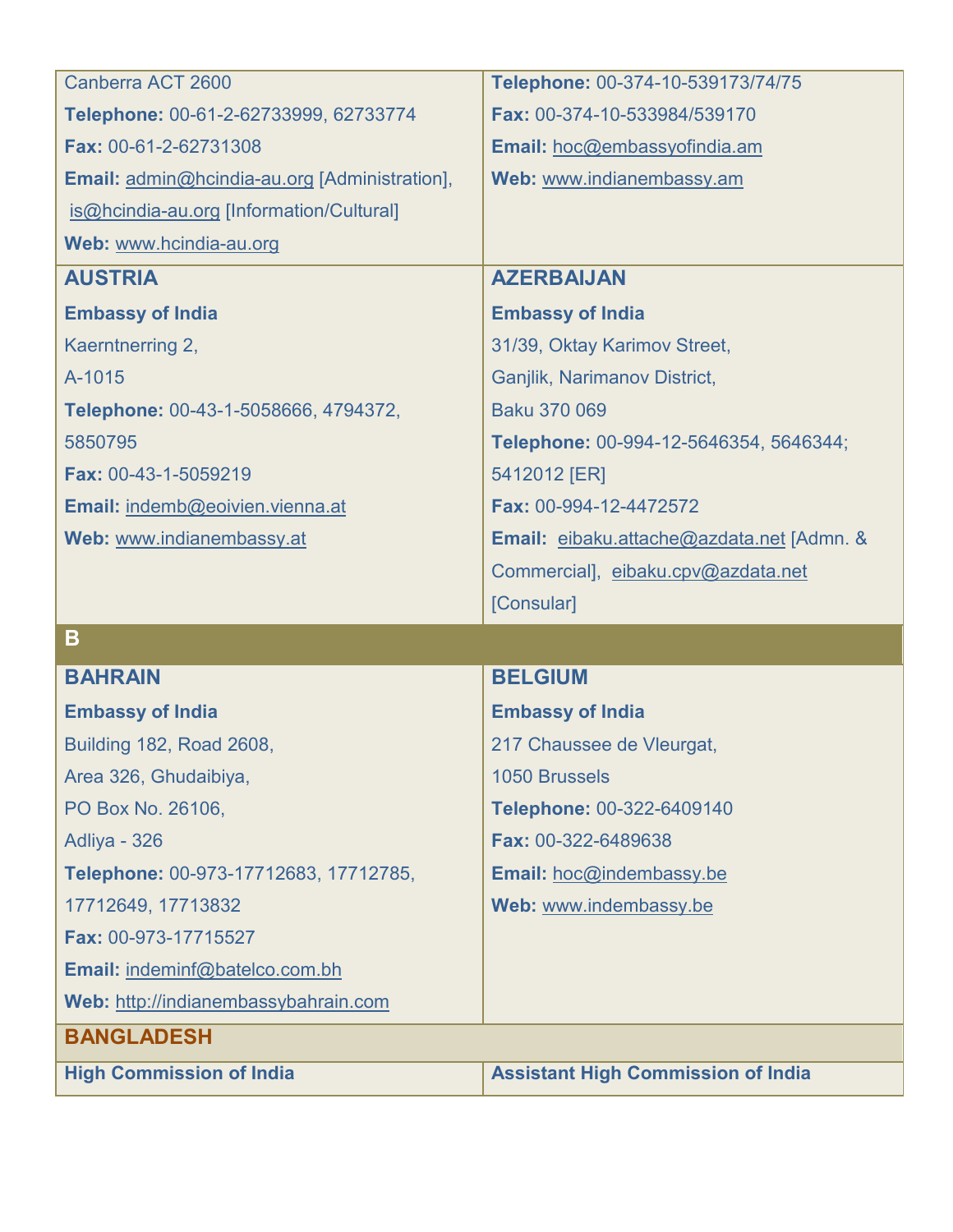Canberra ACT 2600

**Telephone:** 00-61-2-62733999, 62733774

**Fax:** 00-61-2-62731308

**Email:** admin@hcindia-au.org [Administration], is@hcindia-au.org [Information/Cultural]

**Web:** www.hcindia-au.org

**Telephone:** 00-374-10-539173/74/75

**Fax:** 00-374-10-533984/539170

**Email:** hoc@embassyofindia.am

**Web:** www.indianembassy.am

### AUSTRIA

**Embassy of India**

Kaerntnerring 2,

A-1015

**Telephone:** 00-43-1-5058666, 4794372, 5850795

**Fax:** 00-43-1-5059219

**Email:** indemb@eoivien.vienna.at

**Web:** www.indianembassy.at

### AZERBAIJAN

**Embassy of India**

31/39, Oktay Karimov Street,

Ganjlik, Narimanov District,

Baku 370 069

**Telephone:** 00-994-12-5646354, 5646344; 5412012 [ER]

**Fax:** 00-994-12-4472572

**Email:** eibaku.attache@azdata.net [Admn. & Commercial], eibaku.cpv@azdata.net [Consular]

## B

### BAHRAIN

**Embassy of India**

Building 182, Road 2608,

Area 326, Ghudaibiya,

PO Box No. 26106,

Adliya - 326

**Telephone:** 00-973-17712683, 17712785, 17712649, 17713832

**Fax:** 00-973-17715527

**Email:** indeminf@batelco.com.bh

**Web:** http://indianembassybahrain.com

### BELGIUM

**Embassy of India**

217 Chaussee de Vleurgat,

1050 Brussels

**Telephone:** 00-322-6409140

**Fax:** 00-322-6489638

**Email:** hoc@indembassy.be

**Web:** www.indembassy.be

### BANGLADESH

**High Commission of India**

**Assistant High Commission of India**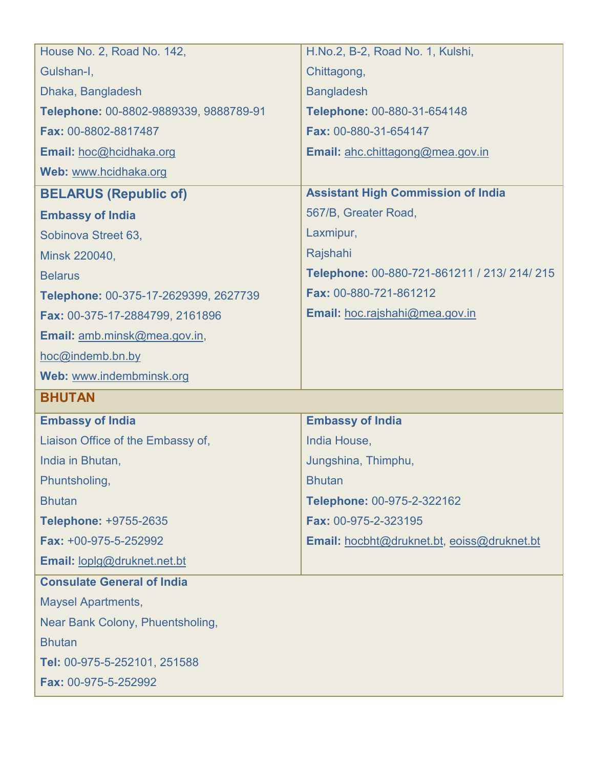| | |
|---|---|
| House No. 2, Road No. 142,<br>Gulshan-I,<br>Dhaka, Bangladesh<br>**Telephone:** 00-8802-9889339, 9888789-91<br>**Fax:** 00-8802-8817487<br>**Email:** hoc@hcidhaka.org<br>**Web:** www.hcidhaka.org | H.No.2, B-2, Road No. 1, Kulshi,<br>Chittagong,<br>Bangladesh<br>**Telephone:** 00-880-31-654148<br>**Fax:** 00-880-31-654147<br>**Email:** ahc.chittagong@mea.gov.in |
| **BELARUS (Republic of)**<br>**Embassy of India**<br>Sobinova Street 63,<br>Minsk 220040,<br>Belarus<br>**Telephone:** 00-375-17-2629399, 2627739<br>**Fax:** 00-375-17-2884799, 2161896<br>**Email:** amb.minsk@mea.gov.in,<br>hoc@indemb.bn.by<br>**Web:** www.indembminsk.org | **Assistant High Commission of India**<br>567/B, Greater Road,<br>Laxmipur,<br>Rajshahi<br>**Telephone:** 00-880-721-861211 / 213/ 214/ 215<br>**Fax:** 00-880-721-861212<br>**Email:** hoc.rajshahi@mea.gov.in |
| **BHUTAN** | |
| **Embassy of India**<br>Liaison Office of the Embassy of,<br>India in Bhutan,<br>Phuntsholing,<br>Bhutan<br>**Telephone:** +9755-2635<br>**Fax:** +00-975-5-252992<br>**Email:** loplg@druknet.net.bt | **Embassy of India**<br>India House,<br>Jungshina, Thimphu,<br>Bhutan<br>**Telephone:** 00-975-2-322162<br>**Fax:** 00-975-2-323195<br>**Email:** hocbht@druknet.bt, eoiss@druknet.bt |
| **Consulate General of India**<br>Maysel Apartments,<br>Near Bank Colony, Phuentsholing,<br>Bhutan<br>**Tel:** 00-975-5-252101, 251588<br>**Fax:** 00-975-5-252992 | |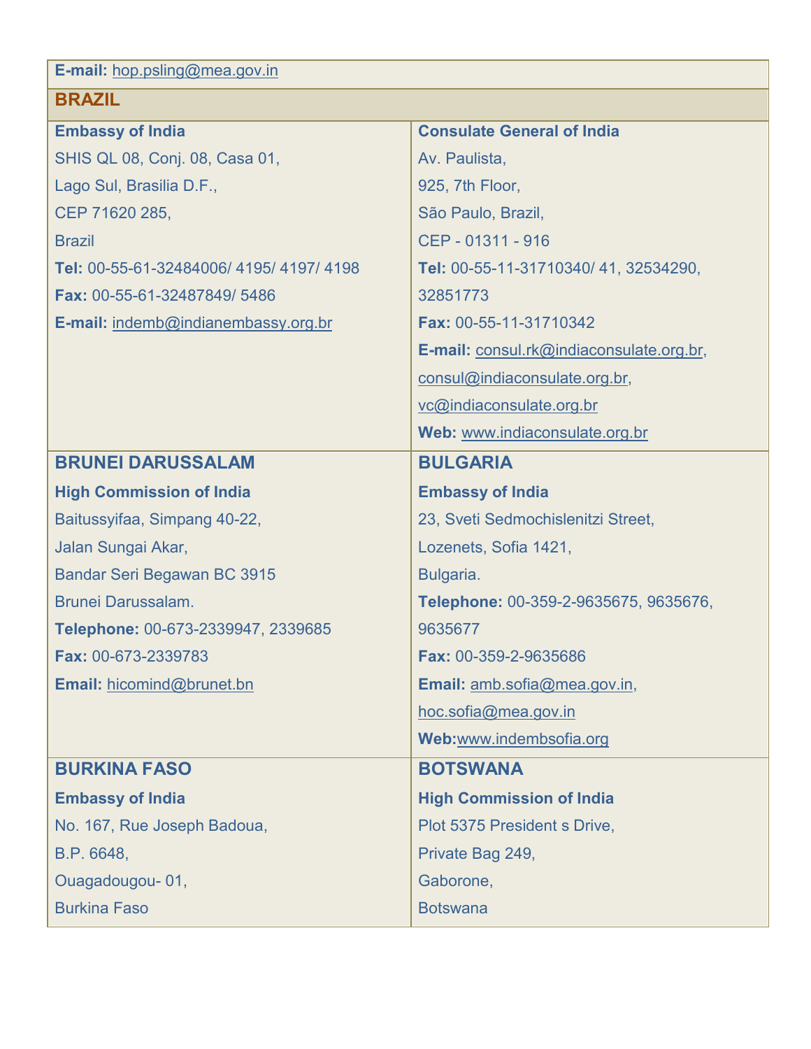E-mail: hop.psling@mea.gov.in

## BRAZIL

| **Embassy of India** | **Consulate General of India** |
|---|---|
| SHIS QL 08, Conj. 08, Casa 01,<br>Lago Sul, Brasilia D.F.,<br>CEP 71620 285,<br>Brazil<br>**Tel:** 00-55-61-32484006/ 4195/ 4197/ 4198<br>**Fax:** 00-55-61-32487849/ 5486<br>**E-mail:** indemb@indianembassy.org.br | Av. Paulista,<br>925, 7th Floor,<br>São Paulo, Brazil,<br>CEP - 01311 - 916<br>**Tel:** 00-55-11-31710340/ 41, 32534290, 32851773<br>**Fax:** 00-55-11-31710342<br>**E-mail:** consul.rk@indiaconsulate.org.br, consul@indiaconsulate.org.br, vc@indiaconsulate.org.br<br>**Web:** www.indiaconsulate.org.br |
| **BRUNEI DARUSSALAM**<br>**High Commission of India**<br>Baitussyifaa, Simpang 40-22,<br>Jalan Sungai Akar,<br>Bandar Seri Begawan BC 3915<br>Brunei Darussalam.<br>**Telephone:** 00-673-2339947, 2339685<br>**Fax:** 00-673-2339783<br>**Email:** hicomind@brunet.bn | **BULGARIA**<br>**Embassy of India**<br>23, Sveti Sedmochislenitzi Street,<br>Lozenets, Sofia 1421,<br>Bulgaria.<br>**Telephone:** 00-359-2-9635675, 9635676, 9635677<br>**Fax:** 00-359-2-9635686<br>**Email:** amb.sofia@mea.gov.in, hoc.sofia@mea.gov.in<br>**Web:**www.indembsofia.org |
| **BURKINA FASO**<br>**Embassy of India**<br>No. 167, Rue Joseph Badoua,<br>B.P. 6648,<br>Ouagadougou- 01,<br>Burkina Faso | **BOTSWANA**<br>**High Commission of India**<br>Plot 5375 President s Drive,<br>Private Bag 249,<br>Gaborone,<br>Botswana |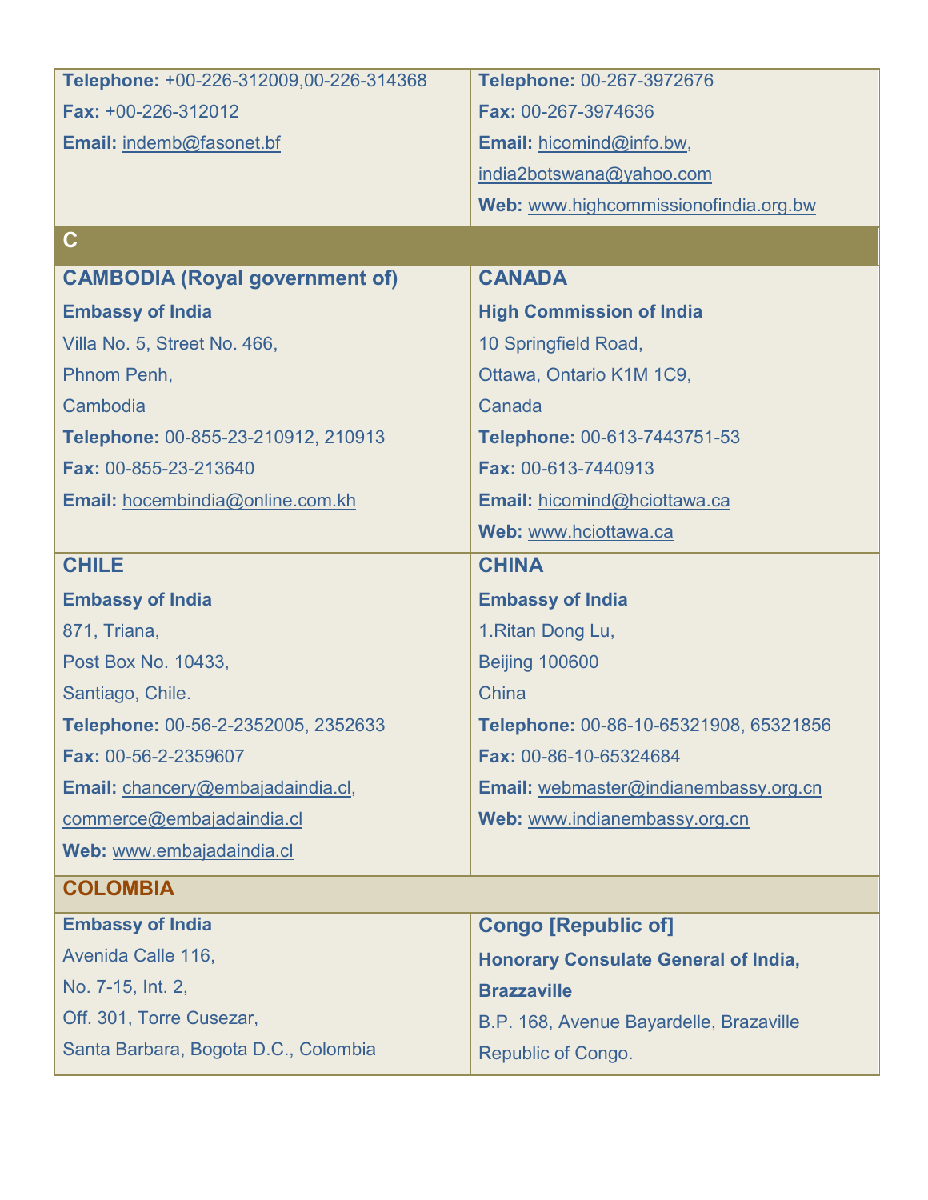| | |
|---|---|
| **Telephone:** +00-226-312009,00-226-314368<br>**Fax:** +00-226-312012<br>**Email:** indemb@fasonet.bf | **Telephone:** 00-267-3972676<br>**Fax:** 00-267-3974636<br>**Email:** hicomind@info.bw, india2botswana@yahoo.com<br>**Web:** www.highcommissionofindia.org.bw |
| **C** | |
| **CAMBODIA (Royal government of)**<br>**Embassy of India**<br>Villa No. 5, Street No. 466,<br>Phnom Penh,<br>Cambodia<br>**Telephone:** 00-855-23-210912, 210913<br>**Fax:** 00-855-23-213640<br>**Email:** hocembindia@online.com.kh | **CANADA**<br>**High Commission of India**<br>10 Springfield Road,<br>Ottawa, Ontario K1M 1C9,<br>Canada<br>**Telephone:** 00-613-7443751-53<br>**Fax:** 00-613-7440913<br>**Email:** hicomind@hciottawa.ca<br>**Web:** www.hciottawa.ca |
| **CHILE**<br>**Embassy of India**<br>871, Triana,<br>Post Box No. 10433,<br>Santiago, Chile.<br>**Telephone:** 00-56-2-2352005, 2352633<br>**Fax:** 00-56-2-2359607<br>**Email:** chancery@embajadaindia.cl, commerce@embajadaindia.cl<br>**Web:** www.embajadaindia.cl | **CHINA**<br>**Embassy of India**<br>1.Ritan Dong Lu,<br>Beijing 100600<br>China<br>**Telephone:** 00-86-10-65321908, 65321856<br>**Fax:** 00-86-10-65324684<br>**Email:** webmaster@indianembassy.org.cn<br>**Web:** www.indianembassy.org.cn |
| **COLOMBIA** | |
| **Embassy of India**<br>Avenida Calle 116,<br>No. 7-15, Int. 2,<br>Off. 301, Torre Cusezar,<br>Santa Barbara, Bogota D.C., Colombia | **Congo [Republic of]**<br>**Honorary Consulate General of India, Brazzaville**<br>B.P. 168, Avenue Bayardelle, Brazaville<br>Republic of Congo. |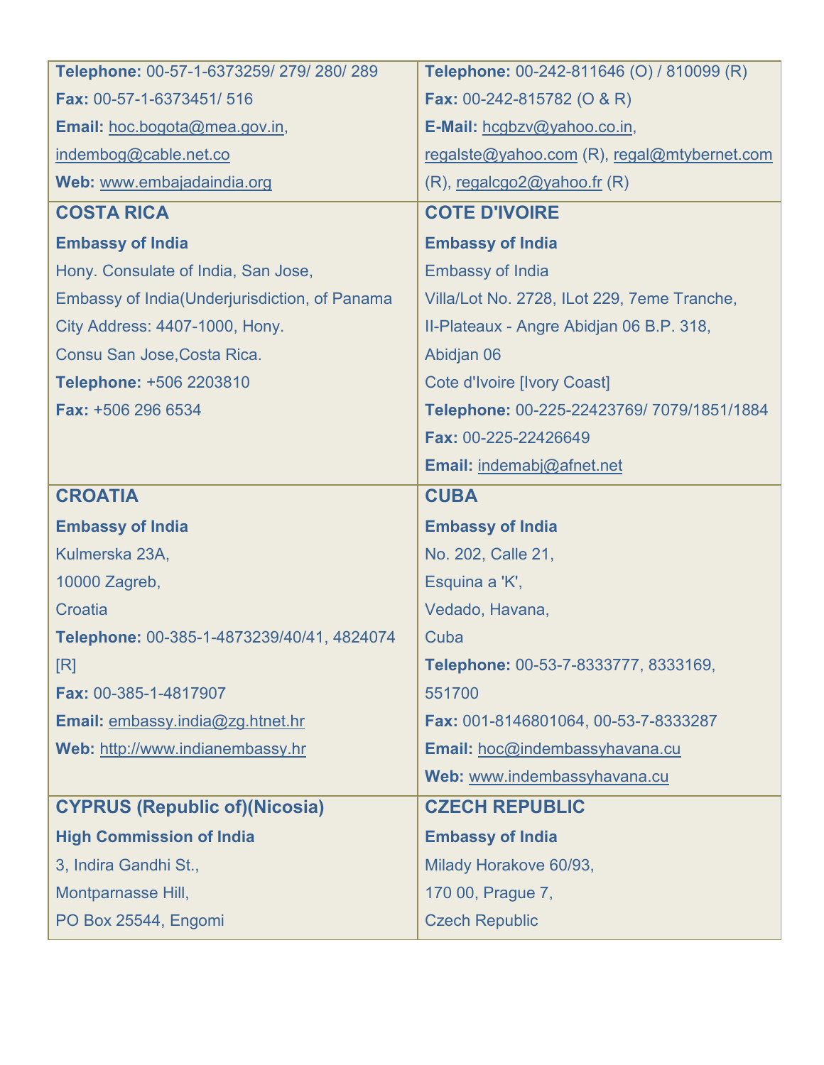| | |
|---|---|
| **Telephone:** 00-57-1-6373259/ 279/ 280/ 289<br>**Fax:** 00-57-1-6373451/ 516<br>**Email:** hoc.bogota@mea.gov.in, indembog@cable.net.co<br>**Web:** www.embajadaindia.org | **Telephone:** 00-242-811646 (O) / 810099 (R)<br>**Fax:** 00-242-815782 (O & R)<br>**E-Mail:** hcgbzv@yahoo.co.in, regalste@yahoo.com (R), regal@mtybernet.com (R), regalcgo2@yahoo.fr (R) |
| **COSTA RICA**<br>**Embassy of India**<br>Hony. Consulate of India, San Jose,<br>Embassy of India(Underjurisdiction, of Panama<br>City Address: 4407-1000, Hony.<br>Consu San Jose,Costa Rica.<br>**Telephone:** +506 2203810<br>**Fax:** +506 296 6534 | **COTE D'IVOIRE**<br>**Embassy of India**<br>Embassy of India<br>Villa/Lot No. 2728, ILot 229, 7eme Tranche,<br>II-Plateaux - Angre Abidjan 06 B.P. 318,<br>Abidjan 06<br>Cote d'Ivoire [Ivory Coast]<br>**Telephone:** 00-225-22423769/ 7079/1851/1884<br>**Fax:** 00-225-22426649<br>**Email:** indemabj@afnet.net |
| **CROATIA**<br>**Embassy of India**<br>Kulmerska 23A,<br>10000 Zagreb,<br>Croatia<br>**Telephone:** 00-385-1-4873239/40/41, 4824074 [R]<br>**Fax:** 00-385-1-4817907<br>**Email:** embassy.india@zg.htnet.hr<br>**Web:** http://www.indianembassy.hr | **CUBA**<br>**Embassy of India**<br>No. 202, Calle 21,<br>Esquina a 'K',<br>Vedado, Havana,<br>Cuba<br>**Telephone:** 00-53-7-8333777, 8333169, 551700<br>**Fax:** 001-8146801064, 00-53-7-8333287<br>**Email:** hoc@indembassyhavana.cu<br>**Web:** www.indembassyhavana.cu |
| **CYPRUS (Republic of)(Nicosia)**<br>**High Commission of India**<br>3, Indira Gandhi St.,<br>Montparnasse Hill,<br>PO Box 25544, Engomi | **CZECH REPUBLIC**<br>**Embassy of India**<br>Milady Horakove 60/93,<br>170 00, Prague 7,<br>Czech Republic |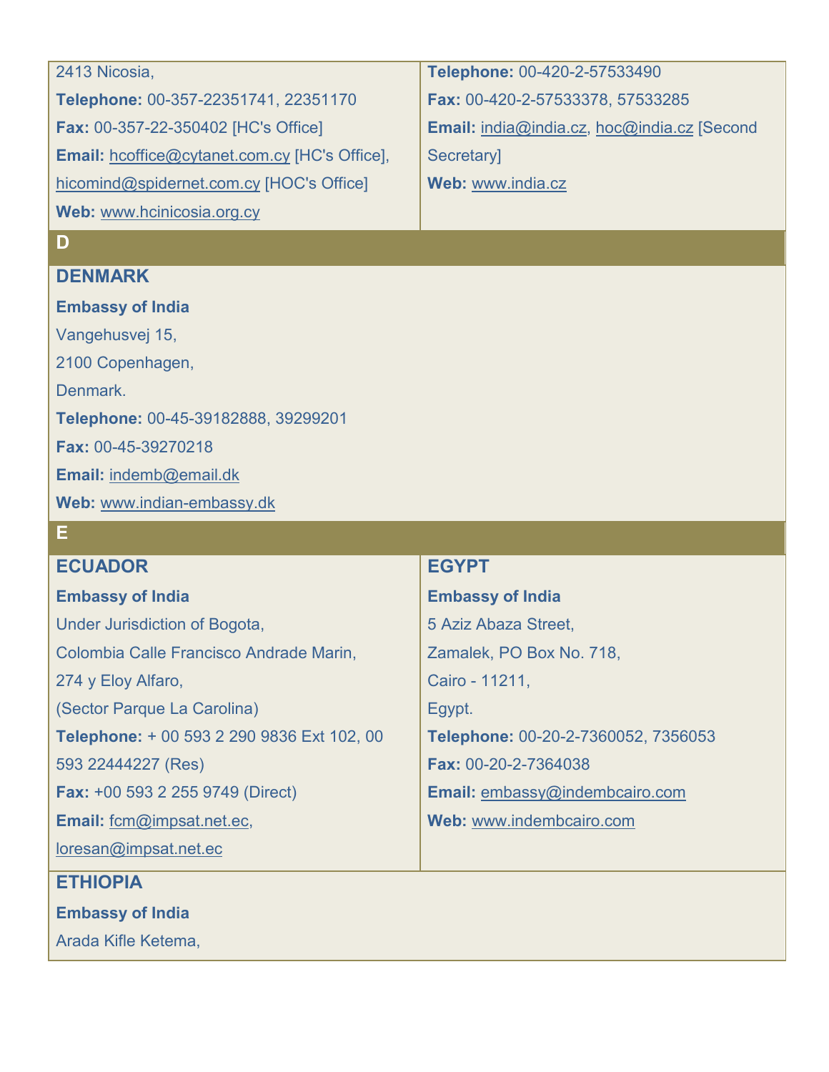2413 Nicosia,

**Telephone:** 00-357-22351741, 22351170

**Fax:** 00-357-22-350402 [HC's Office]

**Email:** hcoffice@cytanet.com.cy [HC's Office], hicomind@spidernet.com.cy [HOC's Office]

**Web:** www.hcinicosia.org.cy

**Telephone:** 00-420-2-57533490

**Fax:** 00-420-2-57533378, 57533285

**Email:** india@india.cz, hoc@india.cz [Second Secretary]

**Web:** www.india.cz

## D

### DENMARK

**Embassy of India**

Vangehusvej 15,

2100 Copenhagen,

Denmark.

**Telephone:** 00-45-39182888, 39299201

**Fax:** 00-45-39270218

**Email:** indemb@email.dk

**Web:** www.indian-embassy.dk

## E

### ECUADOR

**Embassy of India**

Under Jurisdiction of Bogota,

Colombia Calle Francisco Andrade Marin,

274 y Eloy Alfaro,

(Sector Parque La Carolina)

**Telephone:** + 00 593 2 290 9836 Ext 102, 00 593 22444227 (Res)

**Fax:** +00 593 2 255 9749 (Direct)

**Email:** fcm@impsat.net.ec, loresan@impsat.net.ec

### EGYPT

**Embassy of India**

5 Aziz Abaza Street,

Zamalek, PO Box No. 718,

Cairo - 11211,

Egypt.

**Telephone:** 00-20-2-7360052, 7356053

**Fax:** 00-20-2-7364038

**Email:** embassy@indembcairo.com

**Web:** www.indembcairo.com

### ETHIOPIA

**Embassy of India**

Arada Kifle Ketema,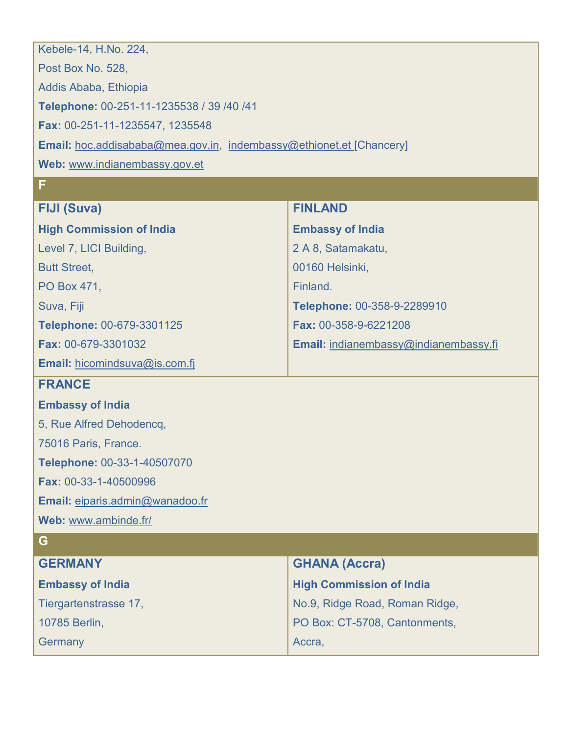Kebele-14, H.No. 224,

Post Box No. 528,

Addis Ababa, Ethiopia

**Telephone:** 00-251-11-1235538 / 39 /40 /41

**Fax:** 00-251-11-1235547, 1235548

**Email:** hoc.addisababa@mea.gov.in, indembassy@ethionet.et [Chancery]

**Web:** www.indianembassy.gov.et

## F

### FIJI (Suva)

**High Commission of India**

Level 7, LICI Building,

Butt Street,

PO Box 471,

Suva, Fiji

**Telephone:** 00-679-3301125

**Fax:** 00-679-3301032

**Email:** hicomindsuva@is.com.fj

### FINLAND

**Embassy of India**

2 A 8, Satamakatu,

00160 Helsinki,

Finland.

**Telephone:** 00-358-9-2289910

**Fax:** 00-358-9-6221208

**Email:** indianembassy@indianembassy.fi

### FRANCE

**Embassy of India**

5, Rue Alfred Dehodencq,

75016 Paris, France.

**Telephone:** 00-33-1-40507070

**Fax:** 00-33-1-40500996

**Email:** eiparis.admin@wanadoo.fr

**Web:** www.ambinde.fr/

## G

### GERMANY

**Embassy of India**

Tiergartenstrasse 17,

10785 Berlin,

Germany

### GHANA (Accra)

**High Commission of India**

No.9, Ridge Road, Roman Ridge,

PO Box: CT-5708, Cantonments,

Accra,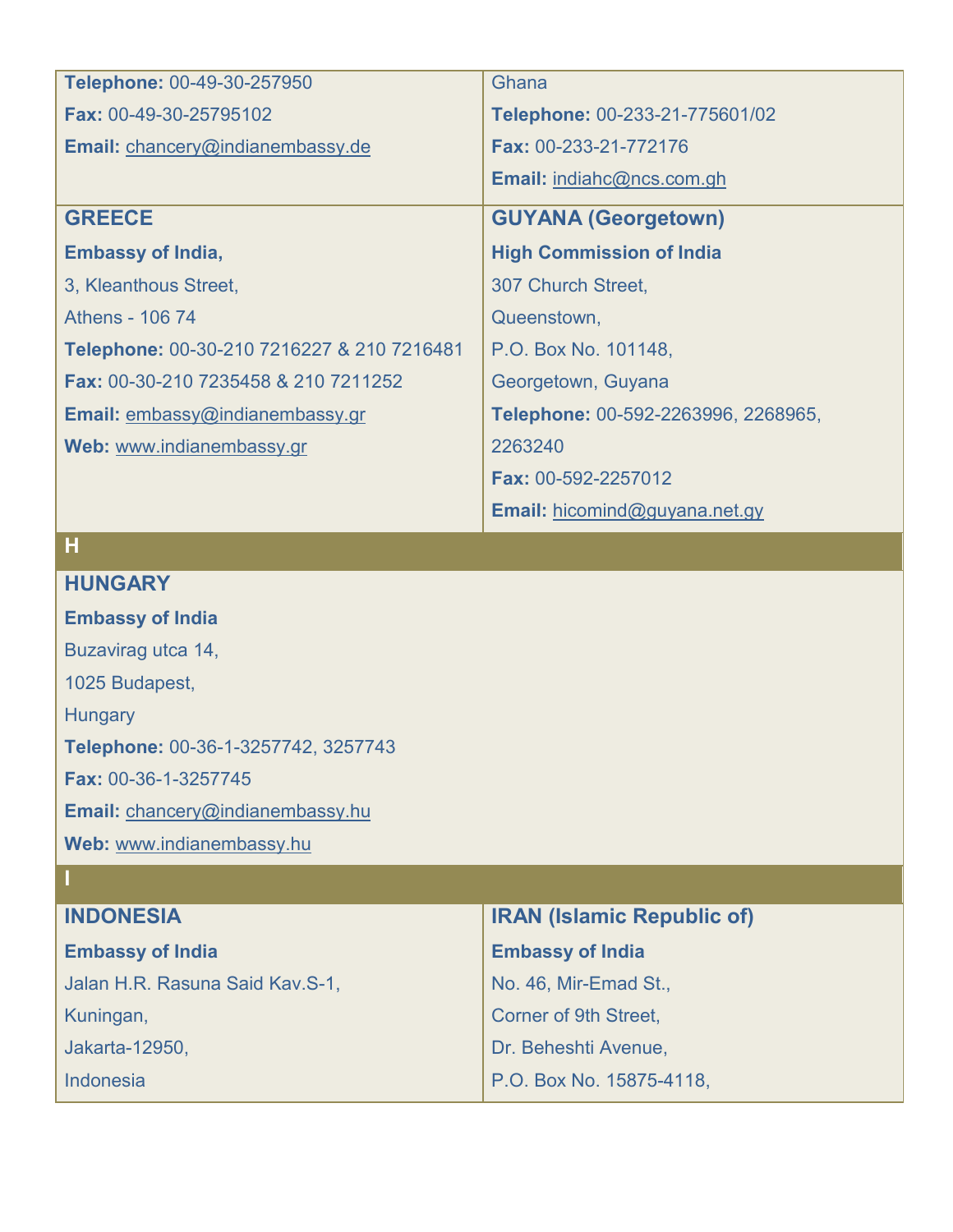**Telephone:** 00-49-30-257950

**Fax:** 00-49-30-25795102

**Email:** chancery@indianembassy.de

Ghana

**Telephone:** 00-233-21-775601/02

**Fax:** 00-233-21-772176

**Email:** indiahc@ncs.com.gh

### GREECE

**Embassy of India,**

3, Kleanthous Street,

Athens - 106 74

**Telephone:** 00-30-210 7216227 & 210 7216481

**Fax:** 00-30-210 7235458 & 210 7211252

**Email:** embassy@indianembassy.gr

**Web:** www.indianembassy.gr

### GUYANA (Georgetown)

**High Commission of India**

307 Church Street,

Queenstown,

P.O. Box No. 101148,

Georgetown, Guyana

**Telephone:** 00-592-2263996, 2268965, 2263240

**Fax:** 00-592-2257012

**Email:** hicomind@guyana.net.gy

## H

### HUNGARY

**Embassy of India**

Buzavirag utca 14,

1025 Budapest,

Hungary

**Telephone:** 00-36-1-3257742, 3257743

**Fax:** 00-36-1-3257745

**Email:** chancery@indianembassy.hu

**Web:** www.indianembassy.hu

## I

### INDONESIA

**Embassy of India**

Jalan H.R. Rasuna Said Kav.S-1,

Kuningan,

Jakarta-12950,

Indonesia

### IRAN (Islamic Republic of)

**Embassy of India**

No. 46, Mir-Emad St.,

Corner of 9th Street,

Dr. Beheshti Avenue,

P.O. Box No. 15875-4118,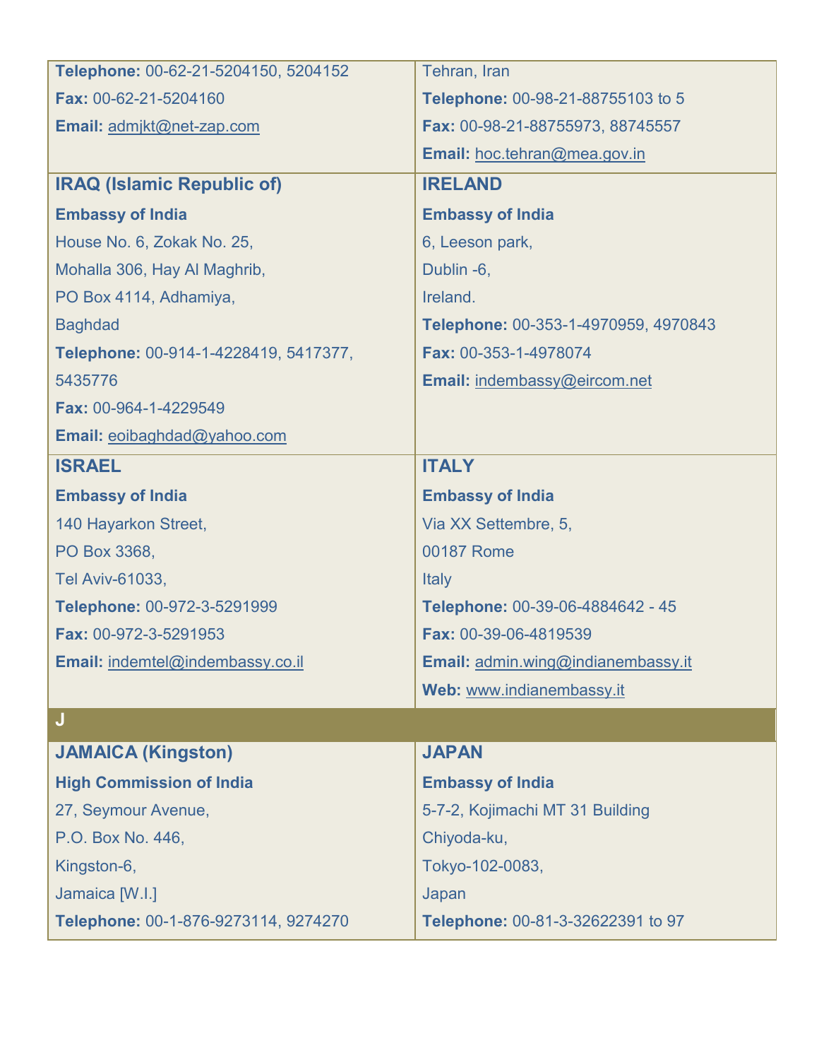**Telephone:** 00-62-21-5204150, 5204152

**Fax:** 00-62-21-5204160

**Email:** admjkt@net-zap.com

Tehran, Iran

**Telephone:** 00-98-21-88755103 to 5

**Fax:** 00-98-21-88755973, 88745557

**Email:** hoc.tehran@mea.gov.in

## IRAQ (Islamic Republic of)

**Embassy of India**

House No. 6, Zokak No. 25,
Mohalla 306, Hay Al Maghrib,
PO Box 4114, Adhamiya,
Baghdad

**Telephone:** 00-914-1-4228419, 5417377, 5435776

**Fax:** 00-964-1-4229549

**Email:** eoibaghdad@yahoo.com

## IRELAND

**Embassy of India**

6, Leeson park,
Dublin -6,
Ireland.

**Telephone:** 00-353-1-4970959, 4970843

**Fax:** 00-353-1-4978074

**Email:** indembassy@eircom.net

## ISRAEL

**Embassy of India**

140 Hayarkon Street,
PO Box 3368,
Tel Aviv-61033,

**Telephone:** 00-972-3-5291999

**Fax:** 00-972-3-5291953

**Email:** indemtel@indembassy.co.il

## ITALY

**Embassy of India**

Via XX Settembre, 5,
00187 Rome
Italy

**Telephone:** 00-39-06-4884642 - 45

**Fax:** 00-39-06-4819539

**Email:** admin.wing@indianembassy.it

**Web:** www.indianembassy.it

# J

## JAMAICA (Kingston)

**High Commission of India**

27, Seymour Avenue,
P.O. Box No. 446,
Kingston-6,
Jamaica [W.I.]

**Telephone:** 00-1-876-9273114, 9274270

## JAPAN

**Embassy of India**

5-7-2, Kojimachi MT 31 Building
Chiyoda-ku,
Tokyo-102-0083,
Japan

**Telephone:** 00-81-3-32622391 to 97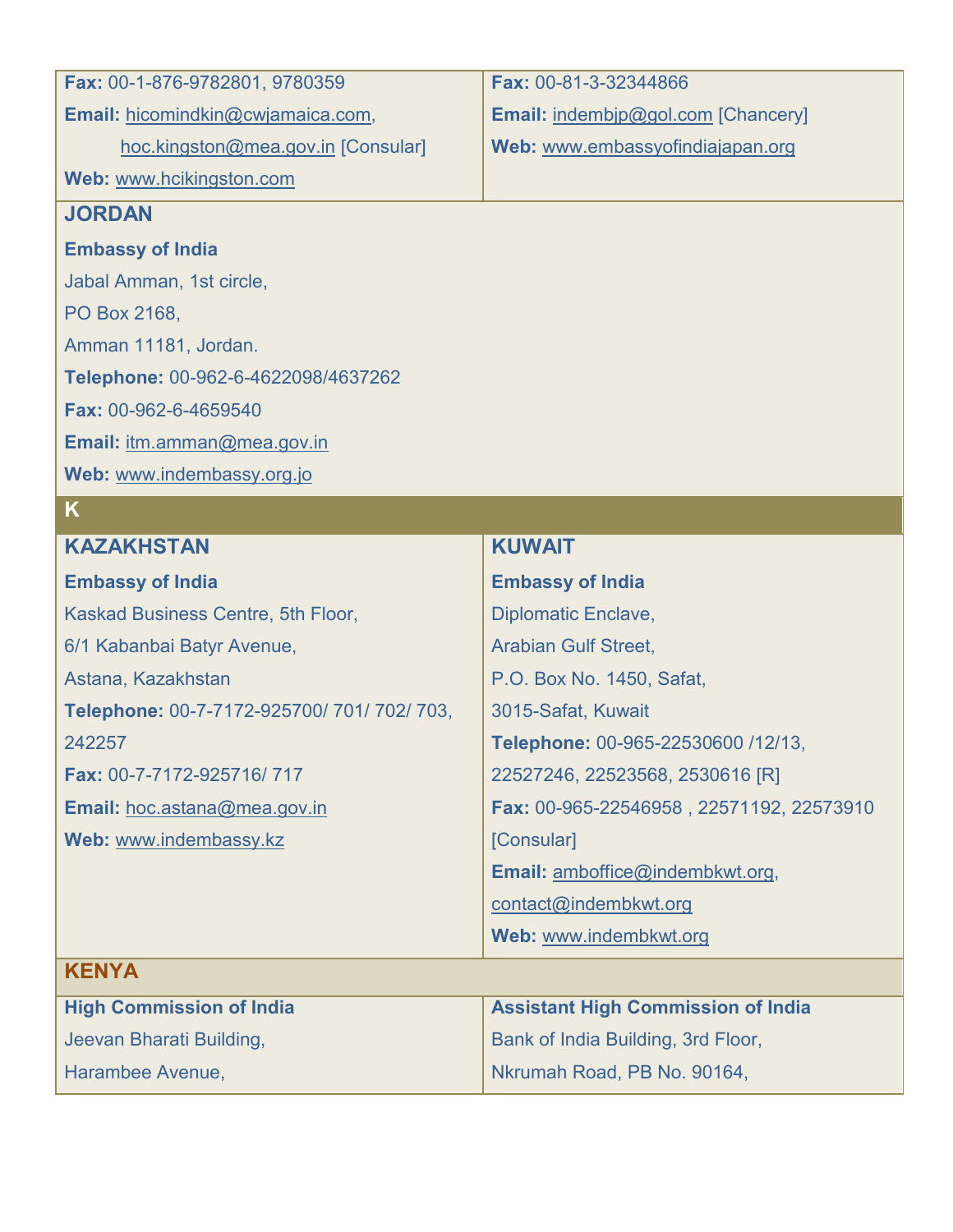**Fax:** 00-1-876-9782801, 9780359

**Email:** hicomindkin@cwjamaica.com, hoc.kingston@mea.gov.in [Consular]

**Web:** www.hcikingston.com

**Fax:** 00-81-3-32344866

**Email:** indembjp@gol.com [Chancery]

**Web:** www.embassyofindiajapan.org

### JORDAN

**Embassy of India**

Jabal Amman, 1st circle,

PO Box 2168,

Amman 11181, Jordan.

**Telephone:** 00-962-6-4622098/4637262

**Fax:** 00-962-6-4659540

**Email:** itm.amman@mea.gov.in

**Web:** www.indembassy.org.jo

## K

### KAZAKHSTAN

**Embassy of India**

Kaskad Business Centre, 5th Floor,

6/1 Kabanbai Batyr Avenue,

Astana, Kazakhstan

**Telephone:** 00-7-7172-925700/ 701/ 702/ 703, 242257

**Fax:** 00-7-7172-925716/ 717

**Email:** hoc.astana@mea.gov.in

**Web:** www.indembassy.kz

### KUWAIT

**Embassy of India**

Diplomatic Enclave,

Arabian Gulf Street,

P.O. Box No. 1450, Safat,

3015-Safat, Kuwait

**Telephone:** 00-965-22530600 /12/13, 22527246, 22523568, 2530616 [R]

**Fax:** 00-965-22546958 , 22571192, 22573910 [Consular]

**Email:** amboffice@indembkwt.org, contact@indembkwt.org

**Web:** www.indembkwt.org

### KENYA

**High Commission of India**

Jeevan Bharati Building,

Harambee Avenue,

**Assistant High Commission of India**

Bank of India Building, 3rd Floor,

Nkrumah Road, PB No. 90164,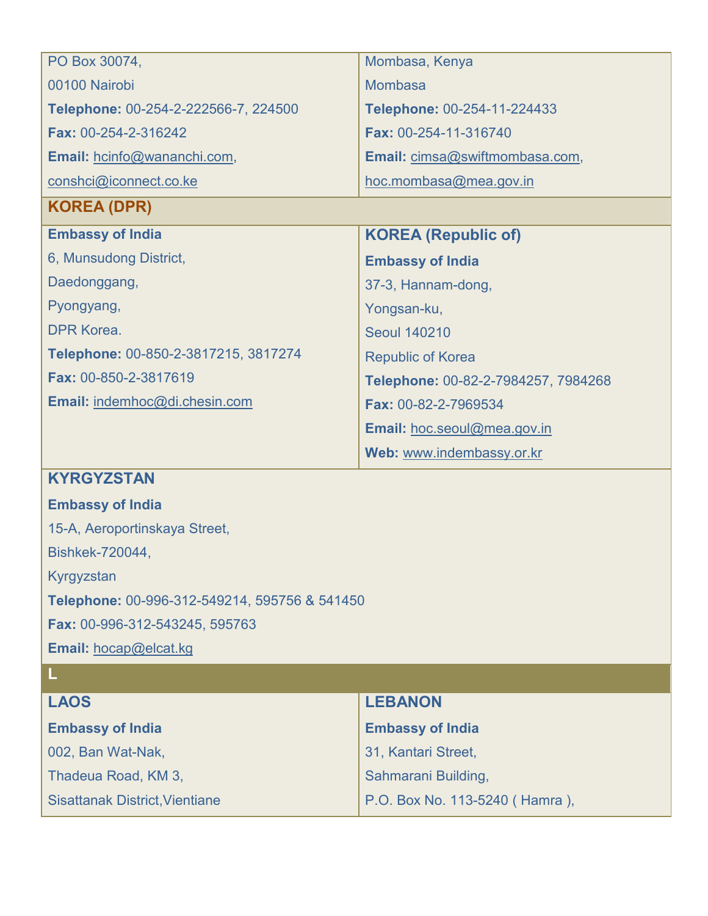PO Box 30074,

00100 Nairobi

**Telephone:** 00-254-2-222566-7, 224500

**Fax:** 00-254-2-316242

**Email:** hcinfo@wananchi.com, conshci@iconnect.co.ke

Mombasa, Kenya

Mombasa

**Telephone:** 00-254-11-224433

**Fax:** 00-254-11-316740

**Email:** cimsa@swiftmombasa.com, hoc.mombasa@mea.gov.in

## KOREA (DPR)

**Embassy of India**

6, Munsudong District,

Daedonggang,

Pyongyang,

DPR Korea.

**Telephone:** 00-850-2-3817215, 3817274

**Fax:** 00-850-2-3817619

**Email:** indemhoc@di.chesin.com

### KOREA (Republic of)

**Embassy of India**

37-3, Hannam-dong,

Yongsan-ku,

Seoul 140210

Republic of Korea

**Telephone:** 00-82-2-7984257, 7984268

**Fax:** 00-82-2-7969534

**Email:** hoc.seoul@mea.gov.in

**Web:** www.indembassy.or.kr

### KYRGYZSTAN

**Embassy of India**

15-A, Aeroportinskaya Street,

Bishkek-720044,

Kyrgyzstan

**Telephone:** 00-996-312-549214, 595756 & 541450

**Fax:** 00-996-312-543245, 595763

**Email:** hocap@elcat.kg

## L

### LAOS

**Embassy of India**

002, Ban Wat-Nak,

Thadeua Road, KM 3,

Sisattanak District,Vientiane

### LEBANON

**Embassy of India**

31, Kantari Street,

Sahmarani Building,

P.O. Box No. 113-5240 ( Hamra ),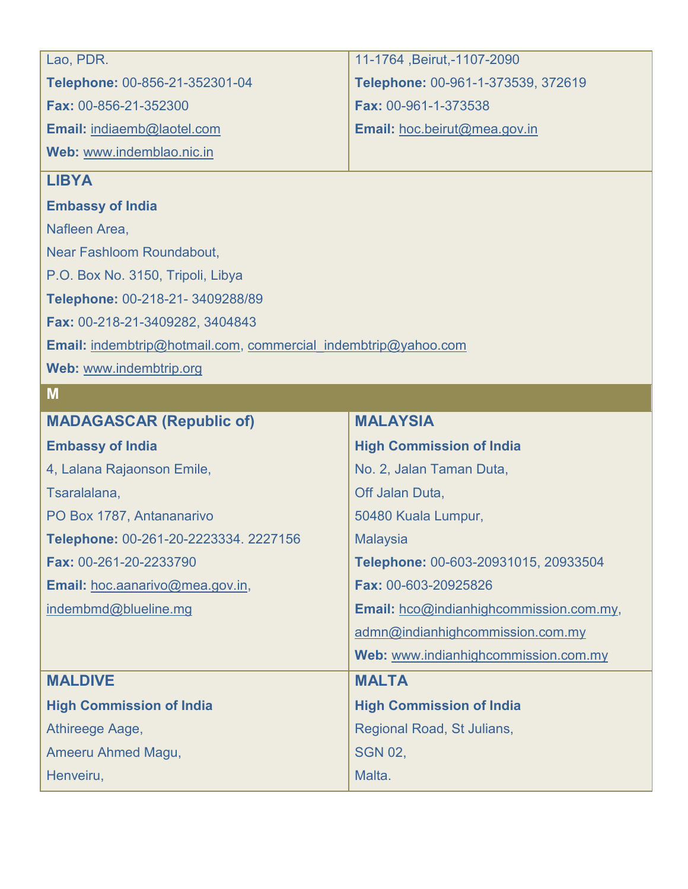Lao, PDR.

**Telephone:** 00-856-21-352301-04

**Fax:** 00-856-21-352300

**Email:** indiaemb@laotel.com

**Web:** www.indemblao.nic.in

11-1764 ,Beirut,-1107-2090

**Telephone:** 00-961-1-373539, 372619

**Fax:** 00-961-1-373538

**Email:** hoc.beirut@mea.gov.in

### LIBYA

**Embassy of India**

Nafleen Area,

Near Fashloom Roundabout,

P.O. Box No. 3150, Tripoli, Libya

**Telephone:** 00-218-21- 3409288/89

**Fax:** 00-218-21-3409282, 3404843

**Email:** indembtrip@hotmail.com, commercial_indembtrip@yahoo.com

**Web:** www.indembtrip.org

## M

### MADAGASCAR (Republic of)

**Embassy of India**

4, Lalana Rajaonson Emile,

Tsaralalana,

PO Box 1787, Antananarivo

**Telephone:** 00-261-20-2223334. 2227156

**Fax:** 00-261-20-2233790

**Email:** hoc.aanarivo@mea.gov.in, indembmd@blueline.mg

### MALAYSIA

**High Commission of India**

No. 2, Jalan Taman Duta,

Off Jalan Duta,

50480 Kuala Lumpur,

Malaysia

**Telephone:** 00-603-20931015, 20933504

**Fax:** 00-603-20925826

**Email:** hco@indianhighcommission.com.my, admn@indianhighcommission.com.my

**Web:** www.indianhighcommission.com.my

### MALDIVE

**High Commission of India**

Athireege Aage,

Ameeru Ahmed Magu,

Henveiru,

### MALTA

**High Commission of India**

Regional Road, St Julians,

SGN 02,

Malta.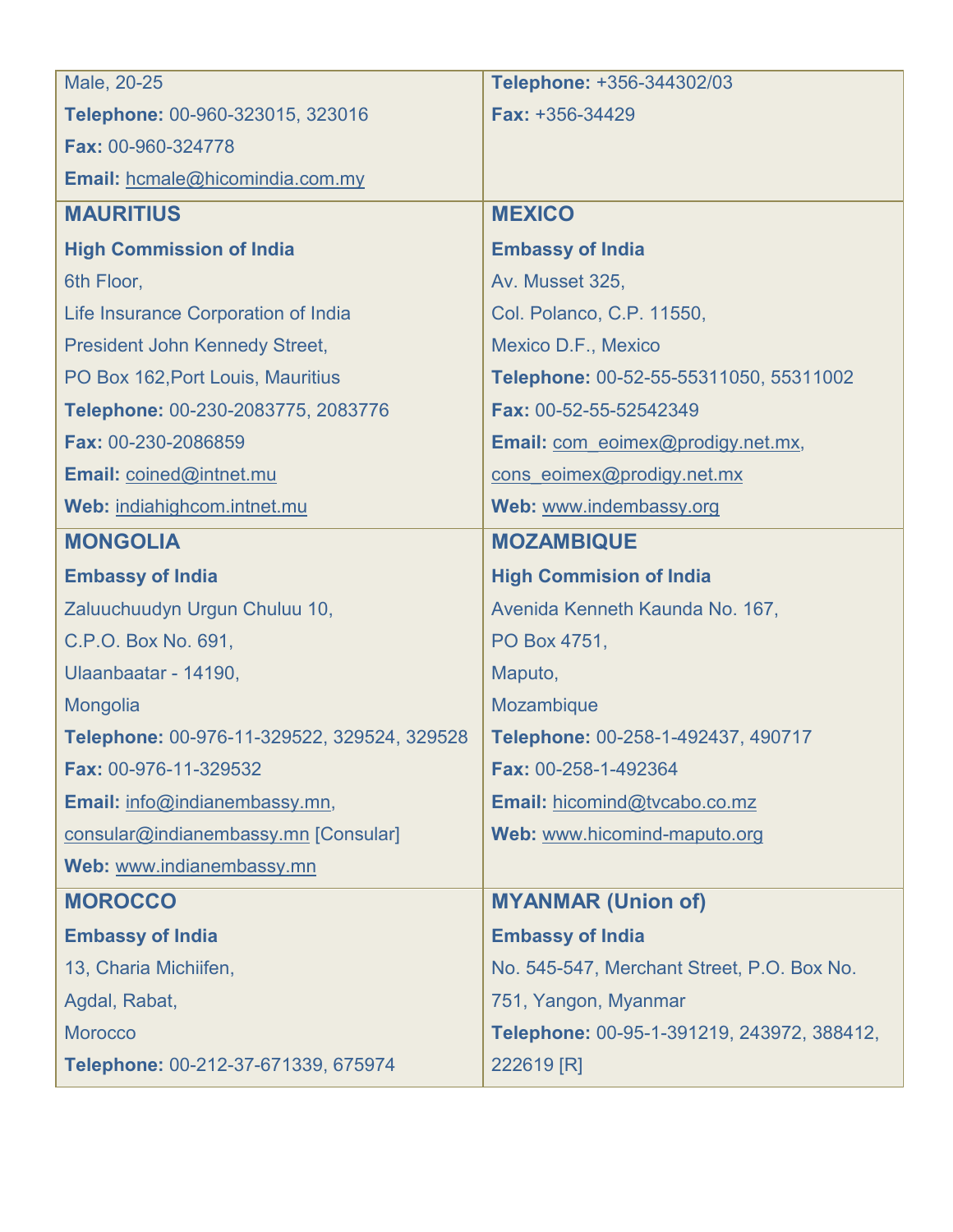Male, 20-25

**Telephone:** 00-960-323015, 323016

**Fax:** 00-960-324778

**Email:** hcmale@hicomindia.com.my

**Telephone:** +356-344302/03

**Fax:** +356-34429

## MAURITIUS

**High Commission of India**

6th Floor,

Life Insurance Corporation of India

President John Kennedy Street,

PO Box 162,Port Louis, Mauritius

**Telephone:** 00-230-2083775, 2083776

**Fax:** 00-230-2086859

**Email:** coined@intnet.mu

**Web:** indiahighcom.intnet.mu

## MEXICO

**Embassy of India**

Av. Musset 325,

Col. Polanco, C.P. 11550,

Mexico D.F., Mexico

**Telephone:** 00-52-55-55311050, 55311002

**Fax:** 00-52-55-52542349

**Email:** com_eoimex@prodigy.net.mx, cons_eoimex@prodigy.net.mx

**Web:** www.indembassy.org

## MONGOLIA

**Embassy of India**

Zaluuchuudyn Urgun Chuluu 10,

C.P.O. Box No. 691,

Ulaanbaatar - 14190,

Mongolia

**Telephone:** 00-976-11-329522, 329524, 329528

**Fax:** 00-976-11-329532

**Email:** info@indianembassy.mn, consular@indianembassy.mn [Consular]

**Web:** www.indianembassy.mn

## MOZAMBIQUE

**High Commision of India**

Avenida Kenneth Kaunda No. 167,

PO Box 4751,

Maputo,

Mozambique

**Telephone:** 00-258-1-492437, 490717

**Fax:** 00-258-1-492364

**Email:** hicomind@tvcabo.co.mz

**Web:** www.hicomind-maputo.org

## MOROCCO

**Embassy of India**

13, Charia Michiifen,

Agdal, Rabat,

Morocco

**Telephone:** 00-212-37-671339, 675974

## MYANMAR (Union of)

**Embassy of India**

No. 545-547, Merchant Street, P.O. Box No. 751, Yangon, Myanmar

**Telephone:** 00-95-1-391219, 243972, 388412, 222619 [R]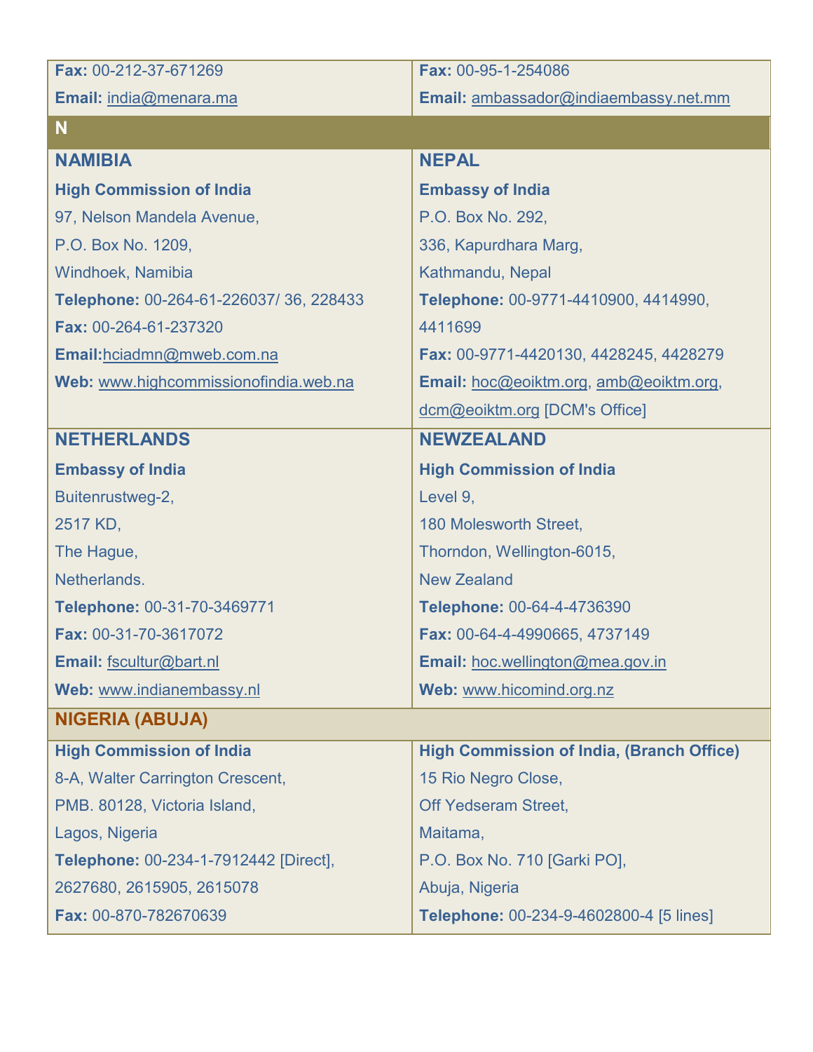| | |
|---|---|
| **Fax:** 00-212-37-671269<br>**Email:** india@menara.ma | **Fax:** 00-95-1-254086<br>**Email:** ambassador@indiaembassy.net.mm |
| **N** | |
| **NAMIBIA**<br>**High Commission of India**<br>97, Nelson Mandela Avenue,<br>P.O. Box No. 1209,<br>Windhoek, Namibia<br>**Telephone:** 00-264-61-226037/ 36, 228433<br>**Fax:** 00-264-61-237320<br>**Email:**hciadmn@mweb.com.na<br>**Web:** www.highcommissionofindia.web.na | **NEPAL**<br>**Embassy of India**<br>P.O. Box No. 292,<br>336, Kapurdhara Marg,<br>Kathmandu, Nepal<br>**Telephone:** 00-9771-4410900, 4414990, 4411699<br>**Fax:** 00-9771-4420130, 4428245, 4428279<br>**Email:** hoc@eoiktm.org, amb@eoiktm.org, dcm@eoiktm.org [DCM's Office] |
| **NETHERLANDS**<br>**Embassy of India**<br>Buitenrustweg-2,<br>2517 KD,<br>The Hague,<br>Netherlands.<br>**Telephone:** 00-31-70-3469771<br>**Fax:** 00-31-70-3617072<br>**Email:** fscultur@bart.nl<br>**Web:** www.indianembassy.nl | **NEWZEALAND**<br>**High Commission of India**<br>Level 9,<br>180 Molesworth Street,<br>Thorndon, Wellington-6015,<br>New Zealand<br>**Telephone:** 00-64-4-4736390<br>**Fax:** 00-64-4-4990665, 4737149<br>**Email:** hoc.wellington@mea.gov.in<br>**Web:** www.hicomind.org.nz |
| **NIGERIA (ABUJA)** | |
| **High Commission of India**<br>8-A, Walter Carrington Crescent,<br>PMB. 80128, Victoria Island,<br>Lagos, Nigeria<br>**Telephone:** 00-234-1-7912442 [Direct], 2627680, 2615905, 2615078<br>**Fax:** 00-870-782670639 | **High Commission of India, (Branch Office)**<br>15 Rio Negro Close,<br>Off Yedseram Street,<br>Maitama,<br>P.O. Box No. 710 [Garki PO],<br>Abuja, Nigeria<br>**Telephone:** 00-234-9-4602800-4 [5 lines] |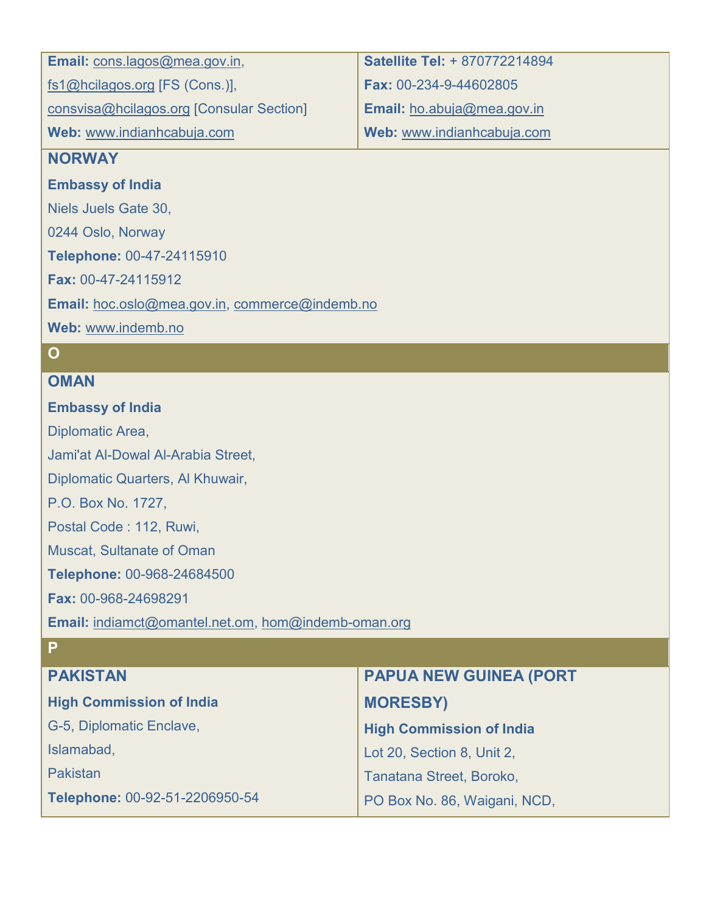Email: cons.lagos@mea.gov.in, fs1@hcilagos.org [FS (Cons.)], consvisa@hcilagos.org [Consular Section]

Web: www.indianhcabuja.com

Satellite Tel: + 870772214894

Fax: 00-234-9-44602805

Email: ho.abuja@mea.gov.in

Web: www.indianhcabuja.com

### NORWAY

**Embassy of India**

Niels Juels Gate 30,
0244 Oslo, Norway

**Telephone:** 00-47-24115910

**Fax:** 00-47-24115912

**Email:** hoc.oslo@mea.gov.in, commerce@indemb.no

**Web:** www.indemb.no

## O

### OMAN

**Embassy of India**

Diplomatic Area,
Jami'at Al-Dowal Al-Arabia Street,
Diplomatic Quarters, Al Khuwair,
P.O. Box No. 1727,
Postal Code : 112, Ruwi,
Muscat, Sultanate of Oman

**Telephone:** 00-968-24684500

**Fax:** 00-968-24698291

**Email:** indiamct@omantel.net.om, hom@indemb-oman.org

## P

### PAKISTAN

**High Commission of India**

G-5, Diplomatic Enclave,
Islamabad,
Pakistan

**Telephone:** 00-92-51-2206950-54

### PAPUA NEW GUINEA (PORT MORESBY)

**High Commission of India**

Lot 20, Section 8, Unit 2,
Tanatana Street, Boroko,
PO Box No. 86, Waigani, NCD,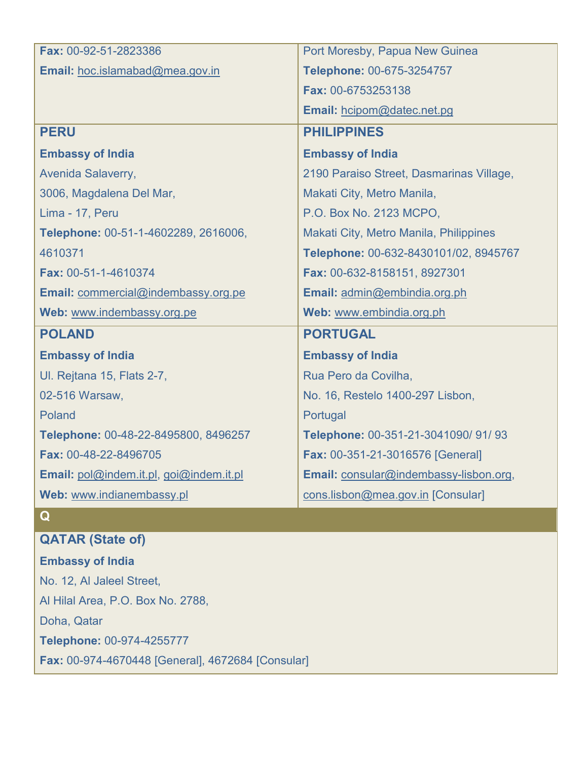**Fax:** 00-92-51-2823386

**Email:** hoc.islamabad@mea.gov.in

Port Moresby, Papua New Guinea

**Telephone:** 00-675-3254757

**Fax:** 00-6753253138

**Email:** hcipom@datec.net.pg

### PERU

**Embassy of India**

Avenida Salaverry,

3006, Magdalena Del Mar,

Lima - 17, Peru

**Telephone:** 00-51-1-4602289, 2616006, 4610371

**Fax:** 00-51-1-4610374

**Email:** commercial@indembassy.org.pe

**Web:** www.indembassy.org.pe

### PHILIPPINES

**Embassy of India**

2190 Paraiso Street, Dasmarinas Village,

Makati City, Metro Manila,

P.O. Box No. 2123 MCPO,

Makati City, Metro Manila, Philippines

**Telephone:** 00-632-8430101/02, 8945767

**Fax:** 00-632-8158151, 8927301

**Email:** admin@embindia.org.ph

**Web:** www.embindia.org.ph

### POLAND

**Embassy of India**

Ul. Rejtana 15, Flats 2-7,

02-516 Warsaw,

Poland

**Telephone:** 00-48-22-8495800, 8496257

**Fax:** 00-48-22-8496705

**Email:** pol@indem.it.pl, goi@indem.it.pl

**Web:** www.indianembassy.pl

### PORTUGAL

**Embassy of India**

Rua Pero da Covilha,

No. 16, Restelo 1400-297 Lisbon,

Portugal

**Telephone:** 00-351-21-3041090/ 91/ 93

**Fax:** 00-351-21-3016576 [General]

**Email:** consular@indembassy-lisbon.org, cons.lisbon@mea.gov.in [Consular]

## Q

### QATAR (State of)

**Embassy of India**

No. 12, Al Jaleel Street,

Al Hilal Area, P.O. Box No. 2788,

Doha, Qatar

**Telephone:** 00-974-4255777

**Fax:** 00-974-4670448 [General], 4672684 [Consular]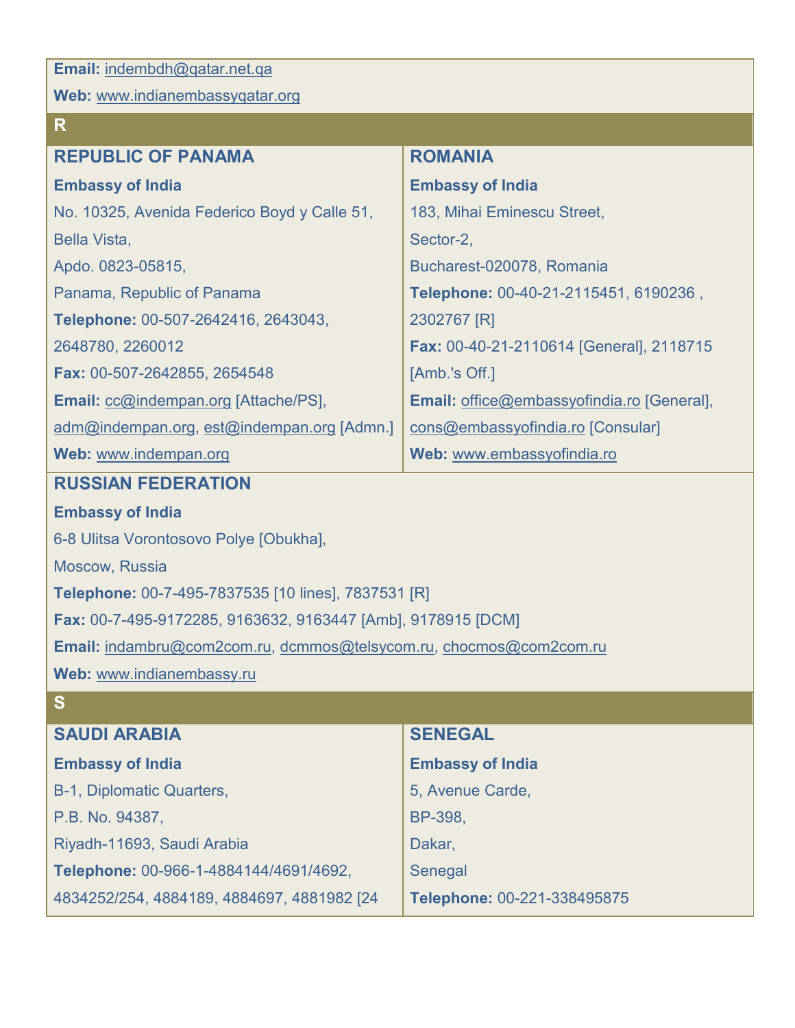**Email:** indembdh@qatar.net.qa

**Web:** www.indianembassyqatar.org

## R

### REPUBLIC OF PANAMA

**Embassy of India**

No. 10325, Avenida Federico Boyd y Calle 51,

Bella Vista,

Apdo. 0823-05815,

Panama, Republic of Panama

**Telephone:** 00-507-2642416, 2643043, 2648780, 2260012

**Fax:** 00-507-2642855, 2654548

**Email:** cc@indempan.org [Attache/PS], adm@indempan.org, est@indempan.org [Admn.]

**Web:** www.indempan.org

### ROMANIA

**Embassy of India**

183, Mihai Eminescu Street,

Sector-2,

Bucharest-020078, Romania

**Telephone:** 00-40-21-2115451, 6190236 , 2302767 [R]

**Fax:** 00-40-21-2110614 [General], 2118715 [Amb.'s Off.]

**Email:** office@embassyofindia.ro [General], cons@embassyofindia.ro [Consular]

**Web:** www.embassyofindia.ro

### RUSSIAN FEDERATION

**Embassy of India**

6-8 Ulitsa Vorontosovo Polye [Obukha],

Moscow, Russia

**Telephone:** 00-7-495-7837535 [10 lines], 7837531 [R]

**Fax:** 00-7-495-9172285, 9163632, 9163447 [Amb], 9178915 [DCM]

**Email:** indambru@com2com.ru, dcmmos@telsycom.ru, chocmos@com2com.ru

**Web:** www.indianembassy.ru

## S

### SAUDI ARABIA

**Embassy of India**

B-1, Diplomatic Quarters,

P.B. No. 94387,

Riyadh-11693, Saudi Arabia

**Telephone:** 00-966-1-4884144/4691/4692, 4834252/254, 4884189, 4884697, 4881982 [24

### SENEGAL

**Embassy of India**

5, Avenue Carde,

BP-398,

Dakar,

Senegal

**Telephone:** 00-221-338495875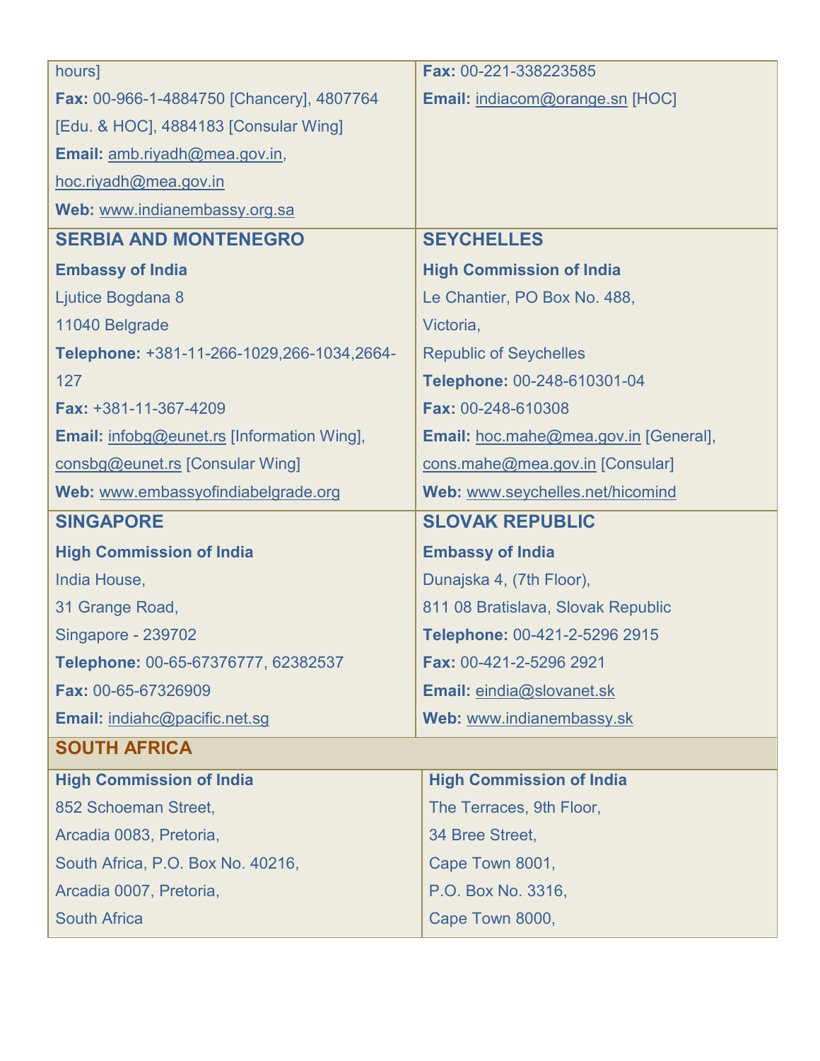hours]

**Fax:** 00-966-1-4884750 [Chancery], 4807764 [Edu. & HOC], 4884183 [Consular Wing]

**Email:** amb.riyadh@mea.gov.in, hoc.riyadh@mea.gov.in

**Web:** www.indianembassy.org.sa

**Fax:** 00-221-338223585

**Email:** indiacom@orange.sn [HOC]

## SERBIA AND MONTENEGRO

**Embassy of India**

Ljutice Bogdana 8

11040 Belgrade

**Telephone:** +381-11-266-1029,266-1034,2664-127

**Fax:** +381-11-367-4209

**Email:** infobg@eunet.rs [Information Wing], consbg@eunet.rs [Consular Wing]

**Web:** www.embassyofindiabelgrade.org

## SEYCHELLES

**High Commission of India**

Le Chantier, PO Box No. 488,

Victoria,

Republic of Seychelles

**Telephone:** 00-248-610301-04

**Fax:** 00-248-610308

**Email:** hoc.mahe@mea.gov.in [General], cons.mahe@mea.gov.in [Consular]

**Web:** www.seychelles.net/hicomind

## SINGAPORE

**High Commission of India**

India House,

31 Grange Road,

Singapore - 239702

**Telephone:** 00-65-67376777, 62382537

**Fax:** 00-65-67326909

**Email:** indiahc@pacific.net.sg

## SLOVAK REPUBLIC

**Embassy of India**

Dunajska 4, (7th Floor),

811 08 Bratislava, Slovak Republic

**Telephone:** 00-421-2-5296 2915

**Fax:** 00-421-2-5296 2921

**Email:** eindia@slovanet.sk

**Web:** www.indianembassy.sk

## SOUTH AFRICA

**High Commission of India**

852 Schoeman Street,

Arcadia 0083, Pretoria,

South Africa, P.O. Box No. 40216,

Arcadia 0007, Pretoria,

South Africa

**High Commission of India**

The Terraces, 9th Floor,

34 Bree Street,

Cape Town 8001,

P.O. Box No. 3316,

Cape Town 8000,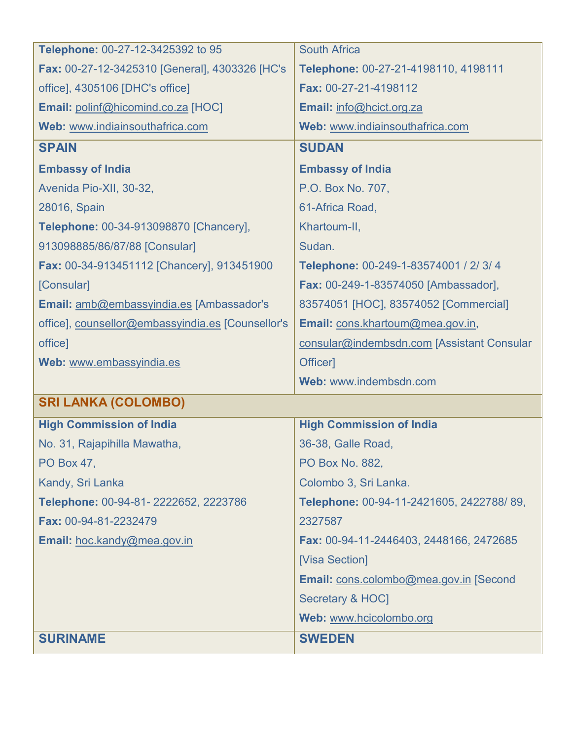| | |
|---|---|
| **Telephone:** 00-27-12-3425392 to 95<br>**Fax:** 00-27-12-3425310 [General], 4303326 [HC's office], 4305106 [DHC's office]<br>**Email:** polinf@hicomind.co.za [HOC]<br>**Web:** www.indiainsouthafrica.com | South Africa<br>**Telephone:** 00-27-21-4198110, 4198111<br>**Fax:** 00-27-21-4198112<br>**Email:** info@hcict.org.za<br>**Web:** www.indiainsouthafrica.com |
| **SPAIN** | **SUDAN** |
| **Embassy of India**<br>Avenida Pio-XII, 30-32,<br>28016, Spain<br>**Telephone:** 00-34-913098870 [Chancery], 913098885/86/87/88 [Consular]<br>**Fax:** 00-34-913451112 [Chancery], 913451900 [Consular]<br>**Email:** amb@embassyindia.es [Ambassador's office], counsellor@embassyindia.es [Counsellor's office]<br>**Web:** www.embassyindia.es | **Embassy of India**<br>P.O. Box No. 707,<br>61-Africa Road,<br>Khartoum-II,<br>Sudan.<br>**Telephone:** 00-249-1-83574001 / 2/ 3/ 4<br>**Fax:** 00-249-1-83574050 [Ambassador], 83574051 [HOC], 83574052 [Commercial]<br>**Email:** cons.khartoum@mea.gov.in, consular@indembsdn.com [Assistant Consular Officer]<br>**Web:** www.indembsdn.com |
| **SRI LANKA (COLOMBO)** | |
| **High Commission of India**<br>No. 31, Rajapihilla Mawatha,<br>PO Box 47,<br>Kandy, Sri Lanka<br>**Telephone:** 00-94-81- 2222652, 2223786<br>**Fax:** 00-94-81-2232479<br>**Email:** hoc.kandy@mea.gov.in | **High Commission of India**<br>36-38, Galle Road,<br>PO Box No. 882,<br>Colombo 3, Sri Lanka.<br>**Telephone:** 00-94-11-2421605, 2422788/ 89, 2327587<br>**Fax:** 00-94-11-2446403, 2448166, 2472685 [Visa Section]<br>**Email:** cons.colombo@mea.gov.in [Second Secretary & HOC]<br>**Web:** www.hcicolombo.org |
| **SURINAME** | **SWEDEN** |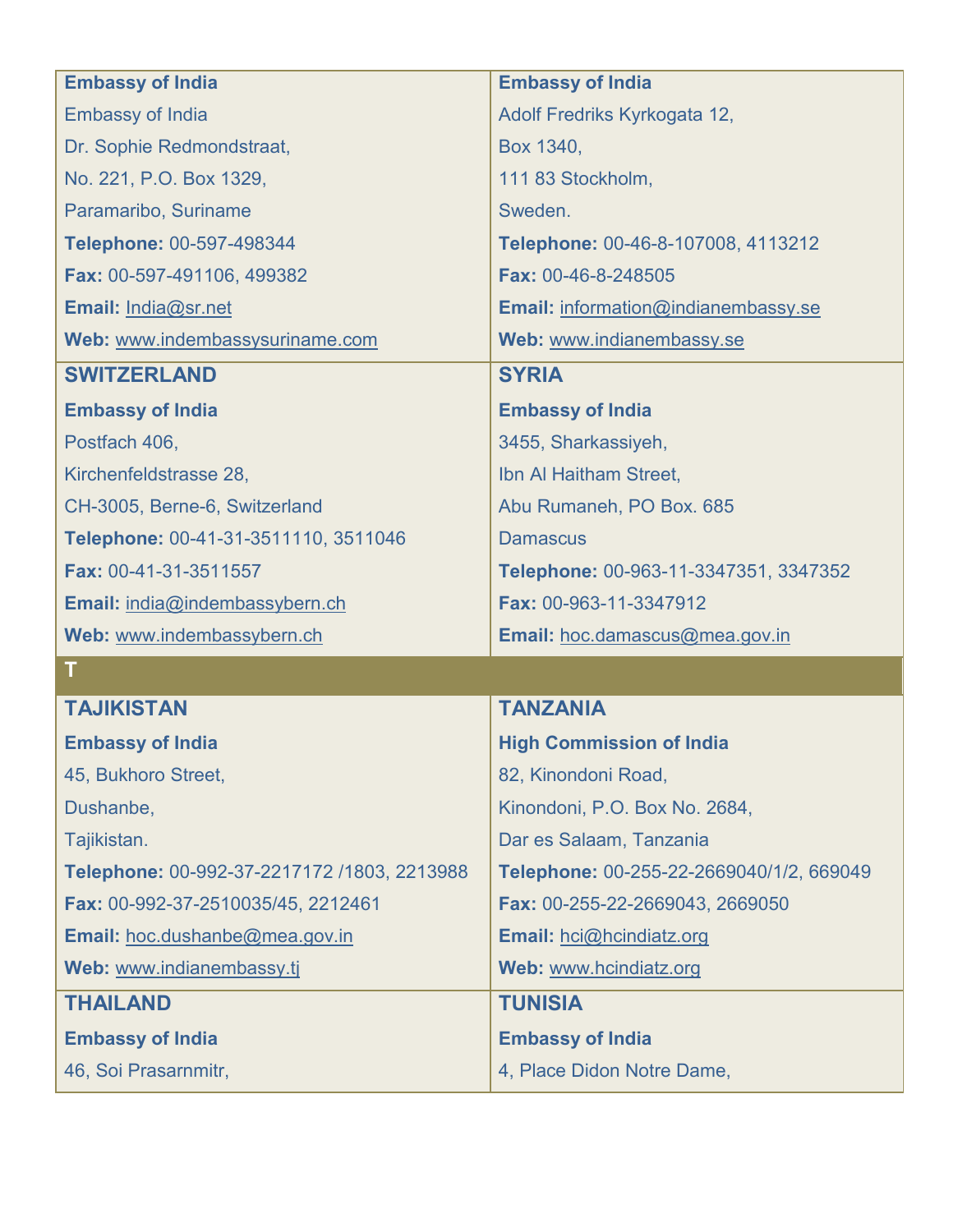| | |
|---|---|
| **Embassy of India**<br>Embassy of India<br>Dr. Sophie Redmondstraat,<br>No. 221, P.O. Box 1329,<br>Paramaribo, Suriname<br>**Telephone:** 00-597-498344<br>**Fax:** 00-597-491106, 499382<br>**Email:** India@sr.net<br>**Web:** www.indembassysuriname.com | **Embassy of India**<br>Adolf Fredriks Kyrkogata 12,<br>Box 1340,<br>111 83 Stockholm,<br>Sweden.<br>**Telephone:** 00-46-8-107008, 4113212<br>**Fax:** 00-46-8-248505<br>**Email:** information@indianembassy.se<br>**Web:** www.indianembassy.se |
| **SWITZERLAND**<br>**Embassy of India**<br>Postfach 406,<br>Kirchenfeldstrasse 28,<br>CH-3005, Berne-6, Switzerland<br>**Telephone:** 00-41-31-3511110, 3511046<br>**Fax:** 00-41-31-3511557<br>**Email:** india@indembassybern.ch<br>**Web:** www.indembassybern.ch | **SYRIA**<br>**Embassy of India**<br>3455, Sharkassiyeh,<br>Ibn Al Haitham Street,<br>Abu Rumaneh, PO Box. 685<br>Damascus<br>**Telephone:** 00-963-11-3347351, 3347352<br>**Fax:** 00-963-11-3347912<br>**Email:** hoc.damascus@mea.gov.in |
| **T** | |
| **TAJIKISTAN**<br>**Embassy of India**<br>45, Bukhoro Street,<br>Dushanbe,<br>Tajikistan.<br>**Telephone:** 00-992-37-2217172 /1803, 2213988<br>**Fax:** 00-992-37-2510035/45, 2212461<br>**Email:** hoc.dushanbe@mea.gov.in<br>**Web:** www.indianembassy.tj | **TANZANIA**<br>**High Commission of India**<br>82, Kinondoni Road,<br>Kinondoni, P.O. Box No. 2684,<br>Dar es Salaam, Tanzania<br>**Telephone:** 00-255-22-2669040/1/2, 669049<br>**Fax:** 00-255-22-2669043, 2669050<br>**Email:** hci@hcindiatz.org<br>**Web:** www.hcindiatz.org |
| **THAILAND**<br>**Embassy of India**<br>46, Soi Prasarnmitr, | **TUNISIA**<br>**Embassy of India**<br>4, Place Didon Notre Dame, |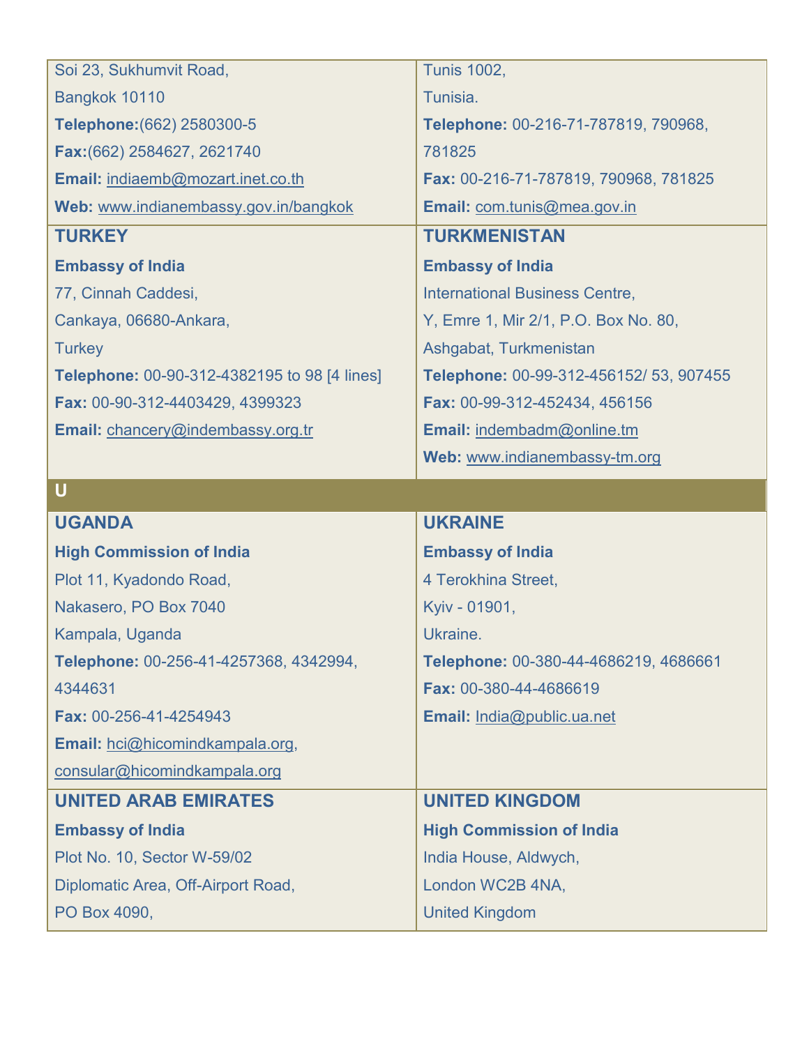Soi 23, Sukhumvit Road,

Bangkok 10110

**Telephone:**(662) 2580300-5

**Fax:**(662) 2584627, 2621740

**Email:** indiaemb@mozart.inet.co.th

**Web:** www.indianembassy.gov.in/bangkok

Tunis 1002,

Tunisia.

**Telephone:** 00-216-71-787819, 790968, 781825

**Fax:** 00-216-71-787819, 790968, 781825

**Email:** com.tunis@mea.gov.in

### TURKEY

**Embassy of India**

77, Cinnah Caddesi,

Cankaya, 06680-Ankara,

Turkey

**Telephone:** 00-90-312-4382195 to 98 [4 lines]

**Fax:** 00-90-312-4403429, 4399323

**Email:** chancery@indembassy.org.tr

### TURKMENISTAN

**Embassy of India**

International Business Centre,

Y, Emre 1, Mir 2/1, P.O. Box No. 80,

Ashgabat, Turkmenistan

**Telephone:** 00-99-312-456152/ 53, 907455

**Fax:** 00-99-312-452434, 456156

**Email:** indembadm@online.tm

**Web:** www.indianembassy-tm.org

## U

### UGANDA

**High Commission of India**

Plot 11, Kyadondo Road,

Nakasero, PO Box 7040

Kampala, Uganda

**Telephone:** 00-256-41-4257368, 4342994, 4344631

**Fax:** 00-256-41-4254943

**Email:** hci@hicomindkampala.org, consular@hicomindkampala.org

### UKRAINE

**Embassy of India**

4 Terokhina Street,

Kyiv - 01901,

Ukraine.

**Telephone:** 00-380-44-4686219, 4686661

**Fax:** 00-380-44-4686619

**Email:** India@public.ua.net

### UNITED ARAB EMIRATES

**Embassy of India**

Plot No. 10, Sector W-59/02

Diplomatic Area, Off-Airport Road,

PO Box 4090,

### UNITED KINGDOM

**High Commission of India**

India House, Aldwych,

London WC2B 4NA,

United Kingdom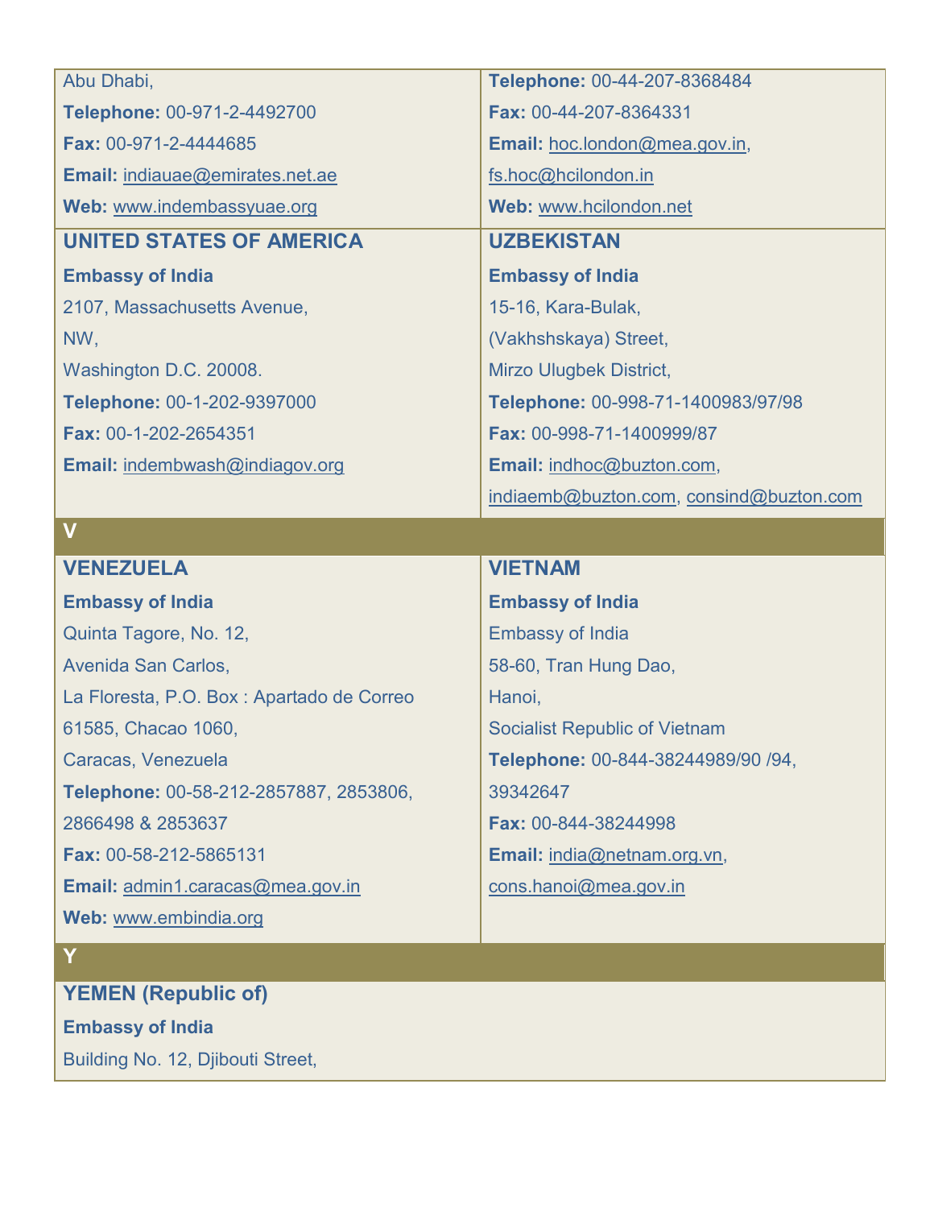Abu Dhabi,

**Telephone:** 00-971-2-4492700

**Fax:** 00-971-2-4444685

**Email:** indiauae@emirates.net.ae

**Web:** www.indembassyuae.org

**Telephone:** 00-44-207-8368484

**Fax:** 00-44-207-8364331

**Email:** hoc.london@mea.gov.in, fs.hoc@hcilondon.in

**Web:** www.hcilondon.net

### UNITED STATES OF AMERICA

**Embassy of India**

2107, Massachusetts Avenue,

NW,

Washington D.C. 20008.

**Telephone:** 00-1-202-9397000

**Fax:** 00-1-202-2654351

**Email:** indembwash@indiagov.org

### UZBEKISTAN

**Embassy of India**

15-16, Kara-Bulak,

(Vakhshskaya) Street,

Mirzo Ulugbek District,

**Telephone:** 00-998-71-1400983/97/98

**Fax:** 00-998-71-1400999/87

**Email:** indhoc@buzton.com, indiaemb@buzton.com, consind@buzton.com

## V

### VENEZUELA

**Embassy of India**

Quinta Tagore, No. 12,

Avenida San Carlos,

La Floresta, P.O. Box : Apartado de Correo

61585, Chacao 1060,

Caracas, Venezuela

**Telephone:** 00-58-212-2857887, 2853806, 2866498 & 2853637

**Fax:** 00-58-212-5865131

**Email:** admin1.caracas@mea.gov.in

**Web:** www.embindia.org

### VIETNAM

**Embassy of India**

Embassy of India

58-60, Tran Hung Dao,

Hanoi,

Socialist Republic of Vietnam

**Telephone:** 00-844-38244989/90 /94, 39342647

**Fax:** 00-844-38244998

**Email:** india@netnam.org.vn, cons.hanoi@mea.gov.in

## Y

### YEMEN (Republic of)

**Embassy of India**

Building No. 12, Djibouti Street,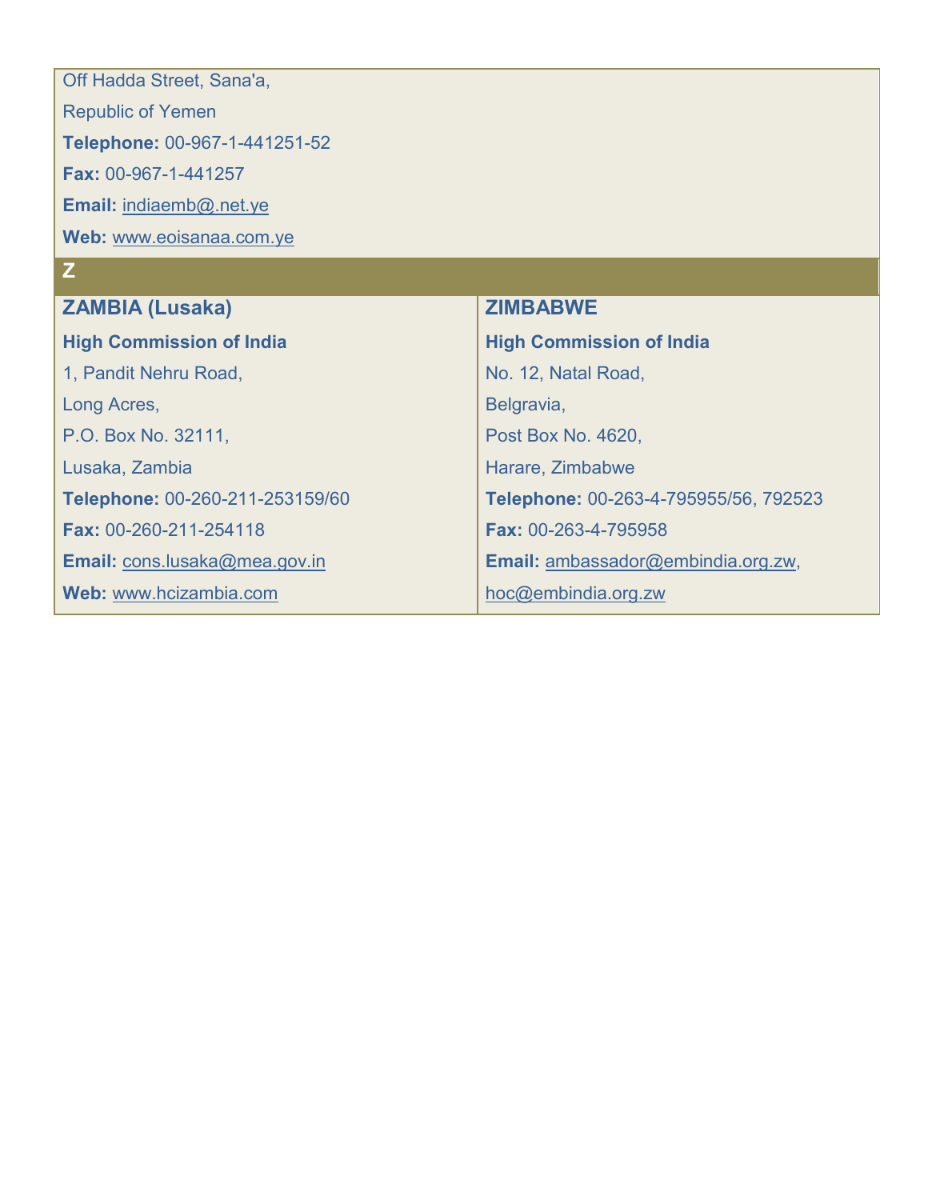Off Hadda Street, Sana'a,

Republic of Yemen

**Telephone:** 00-967-1-441251-52

**Fax:** 00-967-1-441257

**Email:** indiaemb@.net.ye

**Web:** www.eoisanaa.com.ye

## Z

### ZAMBIA (Lusaka)

**High Commission of India**

1, Pandit Nehru Road,

Long Acres,

P.O. Box No. 32111,

Lusaka, Zambia

**Telephone:** 00-260-211-253159/60

**Fax:** 00-260-211-254118

**Email:** cons.lusaka@mea.gov.in

**Web:** www.hcizambia.com

### ZIMBABWE

**High Commission of India**

No. 12, Natal Road,

Belgravia,

Post Box No. 4620,

Harare, Zimbabwe

**Telephone:** 00-263-4-795955/56, 792523

**Fax:** 00-263-4-795958

**Email:** ambassador@embindia.org.zw, hoc@embindia.org.zw